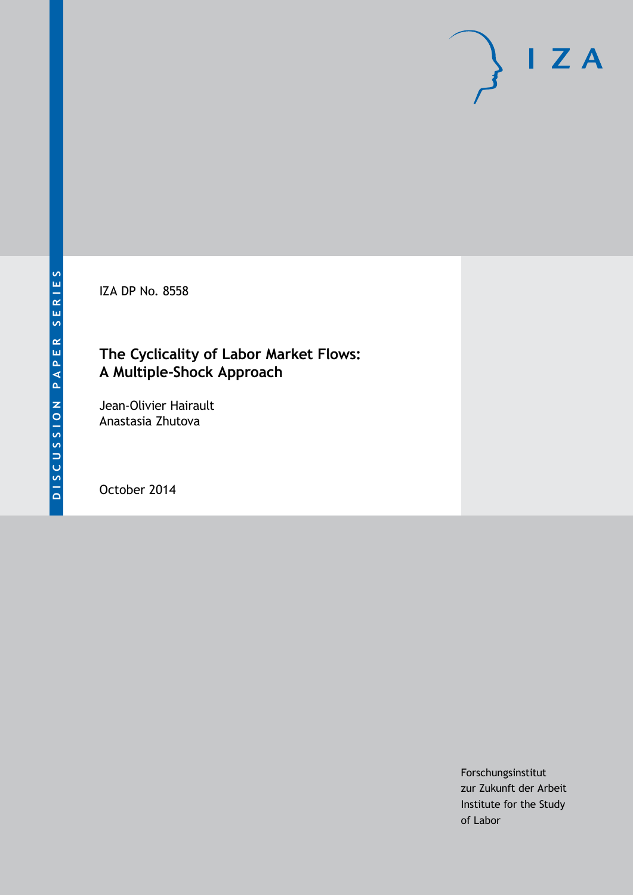DISCUSSION PAPER SERIES

IZA DP No. 8558

# The Cyclicality of Labor Market Flows: A Multiple-Shock Approach

Jean-Olivier Hairault
Anastasia Zhutova

October 2014

Forschungsinstitut
zur Zukunft der Arbeit
Institute for the Study
of Labor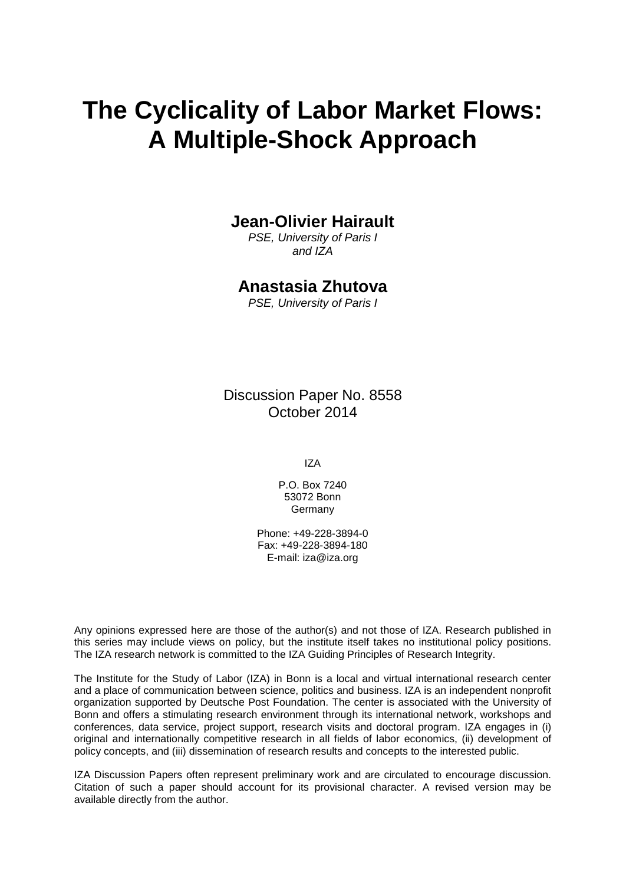# The Cyclicality of Labor Market Flows: A Multiple-Shock Approach

**Jean-Olivier Hairault**

*PSE, University of Paris I and IZA*

**Anastasia Zhutova**

*PSE, University of Paris I*

Discussion Paper No. 8558
October 2014

IZA

P.O. Box 7240
53072 Bonn
Germany

Phone: +49-228-3894-0
Fax: +49-228-3894-180
E-mail: iza@iza.org

Any opinions expressed here are those of the author(s) and not those of IZA. Research published in this series may include views on policy, but the institute itself takes no institutional policy positions. The IZA research network is committed to the IZA Guiding Principles of Research Integrity.

The Institute for the Study of Labor (IZA) in Bonn is a local and virtual international research center and a place of communication between science, politics and business. IZA is an independent nonprofit organization supported by Deutsche Post Foundation. The center is associated with the University of Bonn and offers a stimulating research environment through its international network, workshops and conferences, data service, project support, research visits and doctoral program. IZA engages in (i) original and internationally competitive research in all fields of labor economics, (ii) development of policy concepts, and (iii) dissemination of research results and concepts to the interested public.

IZA Discussion Papers often represent preliminary work and are circulated to encourage discussion. Citation of such a paper should account for its provisional character. A revised version may be available directly from the author.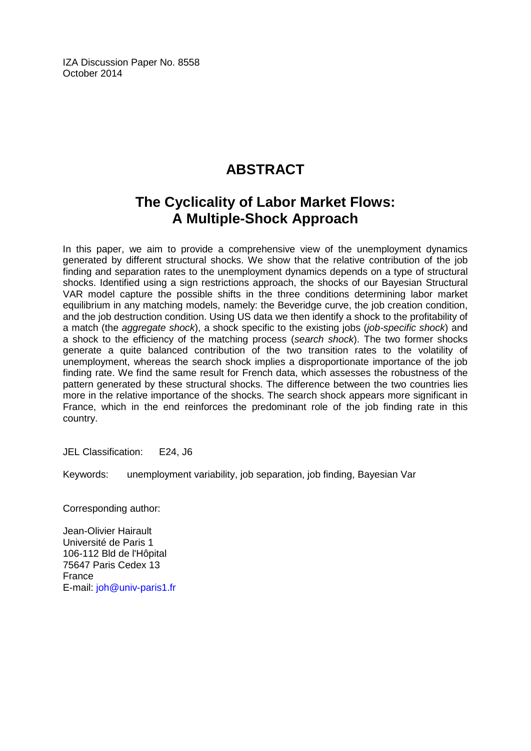IZA Discussion Paper No. 8558
October 2014

# ABSTRACT

## The Cyclicality of Labor Market Flows: A Multiple-Shock Approach

In this paper, we aim to provide a comprehensive view of the unemployment dynamics generated by different structural shocks. We show that the relative contribution of the job finding and separation rates to the unemployment dynamics depends on a type of structural shocks. Identified using a sign restrictions approach, the shocks of our Bayesian Structural VAR model capture the possible shifts in the three conditions determining labor market equilibrium in any matching models, namely: the Beveridge curve, the job creation condition, and the job destruction condition. Using US data we then identify a shock to the profitability of a match (the *aggregate shock*), a shock specific to the existing jobs (*job-specific shock*) and a shock to the efficiency of the matching process (*search shock*). The two former shocks generate a quite balanced contribution of the two transition rates to the volatility of unemployment, whereas the search shock implies a disproportionate importance of the job finding rate. We find the same result for French data, which assesses the robustness of the pattern generated by these structural shocks. The difference between the two countries lies more in the relative importance of the shocks. The search shock appears more significant in France, which in the end reinforces the predominant role of the job finding rate in this country.

JEL Classification: E24, J6

Keywords: unemployment variability, job separation, job finding, Bayesian Var

Corresponding author:

Jean-Olivier Hairault
Université de Paris 1
106-112 Bld de l'Hôpital
75647 Paris Cedex 13
France
E-mail: joh@univ-paris1.fr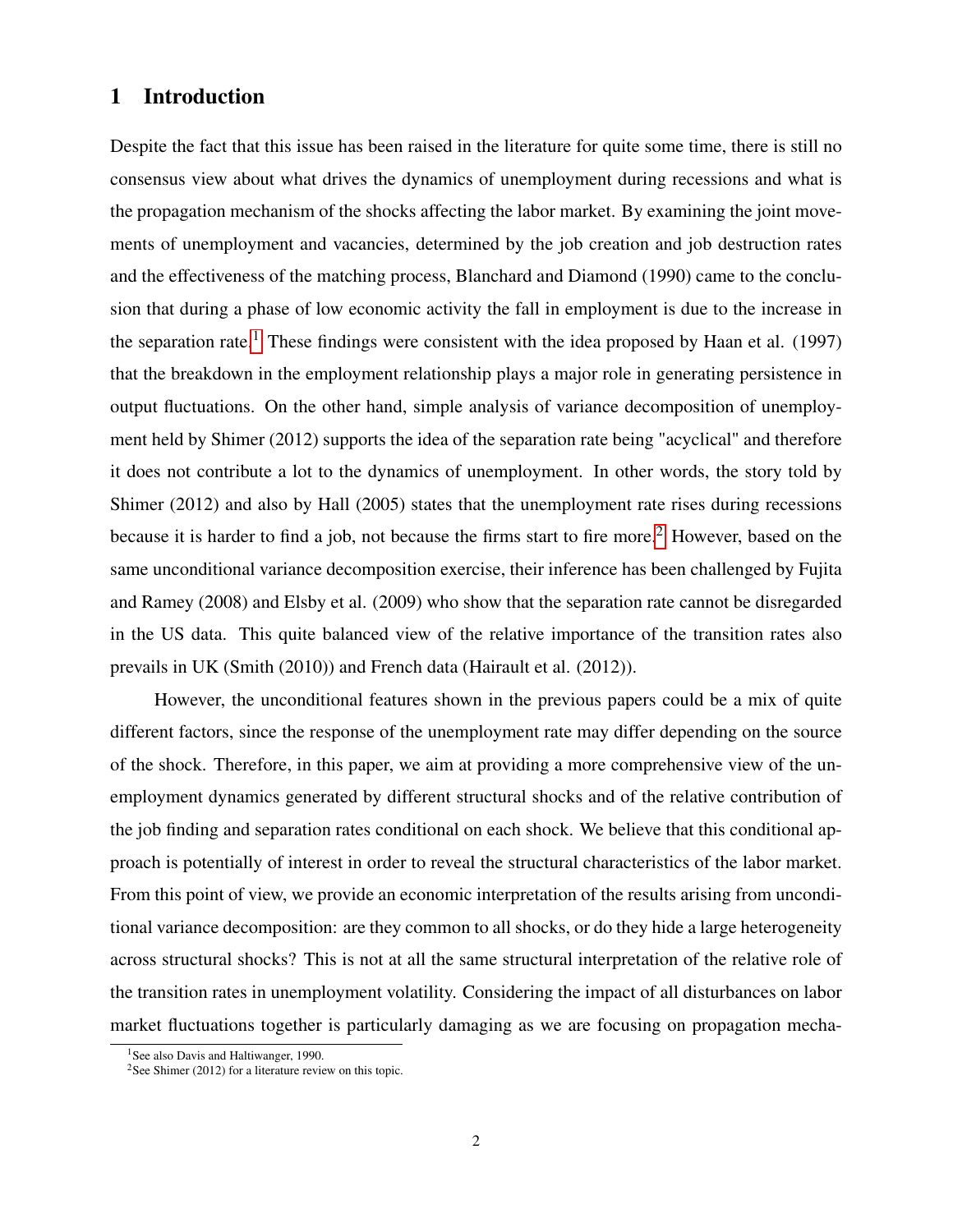# 1 Introduction

Despite the fact that this issue has been raised in the literature for quite some time, there is still no consensus view about what drives the dynamics of unemployment during recessions and what is the propagation mechanism of the shocks affecting the labor market. By examining the joint movements of unemployment and vacancies, determined by the job creation and job destruction rates and the effectiveness of the matching process, Blanchard and Diamond (1990) came to the conclusion that during a phase of low economic activity the fall in employment is due to the increase in the separation rate.[1] These findings were consistent with the idea proposed by Haan et al. (1997) that the breakdown in the employment relationship plays a major role in generating persistence in output fluctuations. On the other hand, simple analysis of variance decomposition of unemployment held by Shimer (2012) supports the idea of the separation rate being "acyclical" and therefore it does not contribute a lot to the dynamics of unemployment. In other words, the story told by Shimer (2012) and also by Hall (2005) states that the unemployment rate rises during recessions because it is harder to find a job, not because the firms start to fire more.[2] However, based on the same unconditional variance decomposition exercise, their inference has been challenged by Fujita and Ramey (2008) and Elsby et al. (2009) who show that the separation rate cannot be disregarded in the US data. This quite balanced view of the relative importance of the transition rates also prevails in UK (Smith (2010)) and French data (Hairault et al. (2012)).

However, the unconditional features shown in the previous papers could be a mix of quite different factors, since the response of the unemployment rate may differ depending on the source of the shock. Therefore, in this paper, we aim at providing a more comprehensive view of the unemployment dynamics generated by different structural shocks and of the relative contribution of the job finding and separation rates conditional on each shock. We believe that this conditional approach is potentially of interest in order to reveal the structural characteristics of the labor market. From this point of view, we provide an economic interpretation of the results arising from unconditional variance decomposition: are they common to all shocks, or do they hide a large heterogeneity across structural shocks? This is not at all the same structural interpretation of the relative role of the transition rates in unemployment volatility. Considering the impact of all disturbances on labor market fluctuations together is particularly damaging as we are focusing on propagation mecha-

[1] See also Davis and Haltiwanger, 1990.

[2] See Shimer (2012) for a literature review on this topic.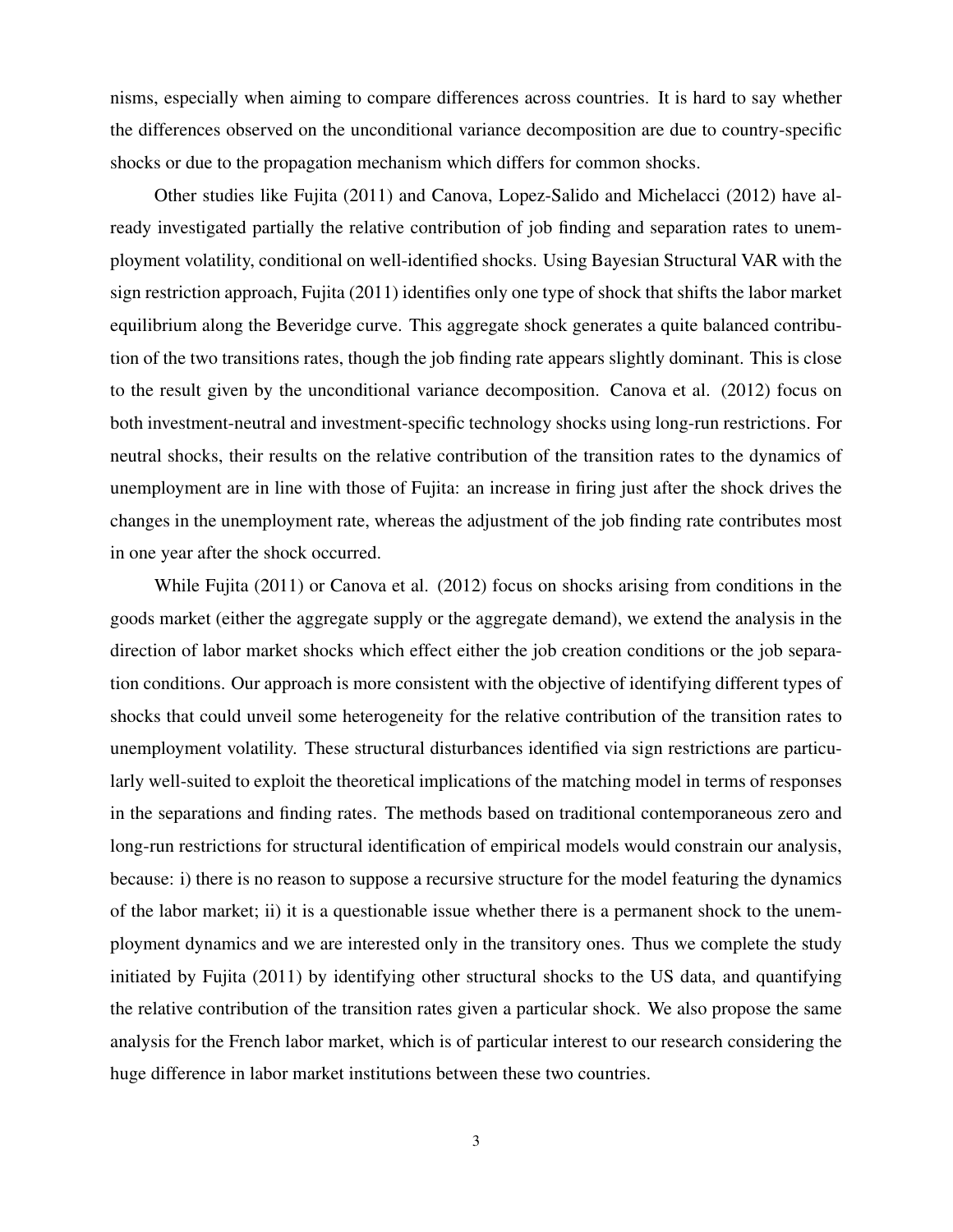nisms, especially when aiming to compare differences across countries. It is hard to say whether the differences observed on the unconditional variance decomposition are due to country-specific shocks or due to the propagation mechanism which differs for common shocks.

Other studies like Fujita (2011) and Canova, Lopez-Salido and Michelacci (2012) have already investigated partially the relative contribution of job finding and separation rates to unemployment volatility, conditional on well-identified shocks. Using Bayesian Structural VAR with the sign restriction approach, Fujita (2011) identifies only one type of shock that shifts the labor market equilibrium along the Beveridge curve. This aggregate shock generates a quite balanced contribution of the two transitions rates, though the job finding rate appears slightly dominant. This is close to the result given by the unconditional variance decomposition. Canova et al. (2012) focus on both investment-neutral and investment-specific technology shocks using long-run restrictions. For neutral shocks, their results on the relative contribution of the transition rates to the dynamics of unemployment are in line with those of Fujita: an increase in firing just after the shock drives the changes in the unemployment rate, whereas the adjustment of the job finding rate contributes most in one year after the shock occurred.

While Fujita (2011) or Canova et al. (2012) focus on shocks arising from conditions in the goods market (either the aggregate supply or the aggregate demand), we extend the analysis in the direction of labor market shocks which effect either the job creation conditions or the job separation conditions. Our approach is more consistent with the objective of identifying different types of shocks that could unveil some heterogeneity for the relative contribution of the transition rates to unemployment volatility. These structural disturbances identified via sign restrictions are particularly well-suited to exploit the theoretical implications of the matching model in terms of responses in the separations and finding rates. The methods based on traditional contemporaneous zero and long-run restrictions for structural identification of empirical models would constrain our analysis, because: i) there is no reason to suppose a recursive structure for the model featuring the dynamics of the labor market; ii) it is a questionable issue whether there is a permanent shock to the unemployment dynamics and we are interested only in the transitory ones. Thus we complete the study initiated by Fujita (2011) by identifying other structural shocks to the US data, and quantifying the relative contribution of the transition rates given a particular shock. We also propose the same analysis for the French labor market, which is of particular interest to our research considering the huge difference in labor market institutions between these two countries.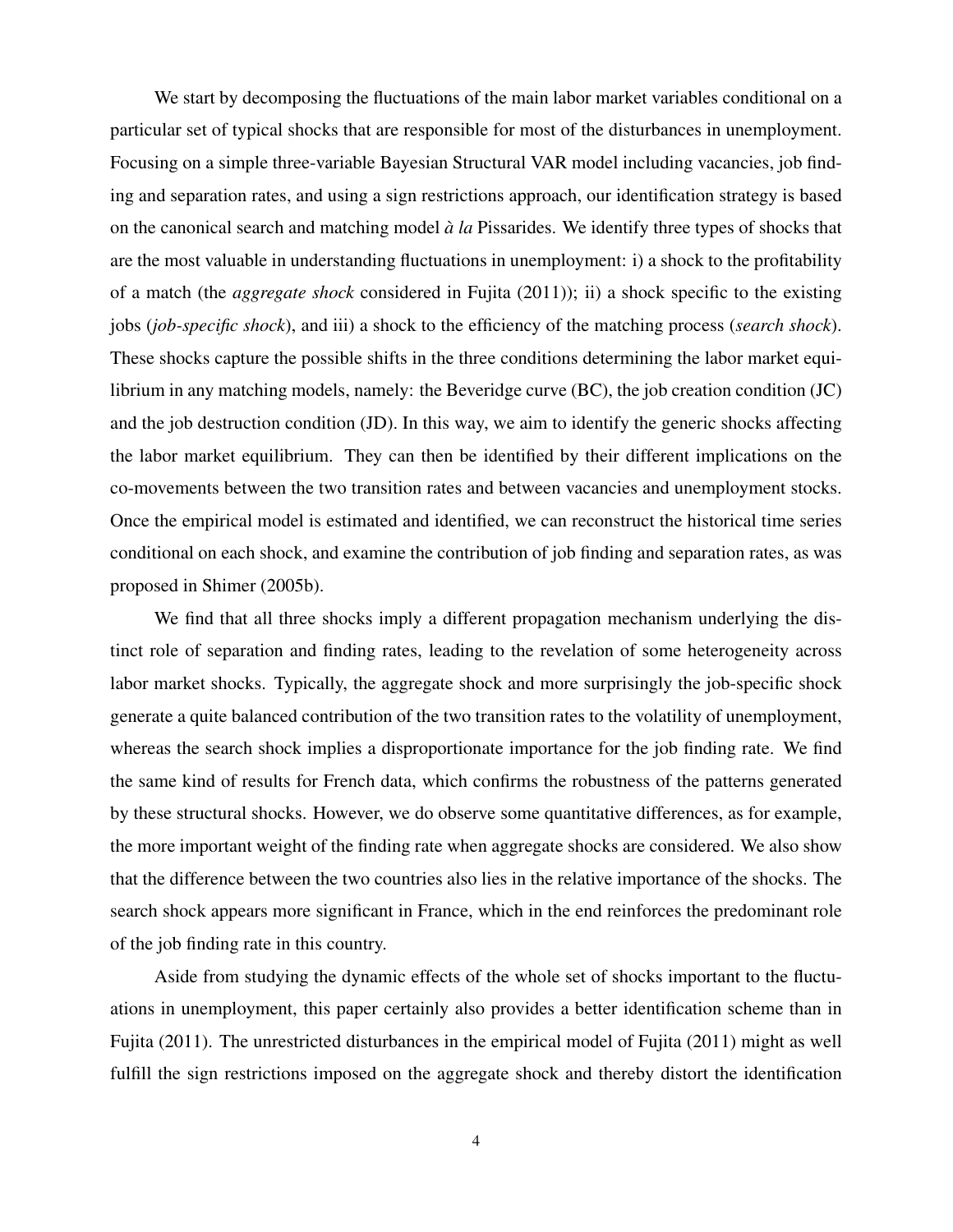We start by decomposing the fluctuations of the main labor market variables conditional on a particular set of typical shocks that are responsible for most of the disturbances in unemployment. Focusing on a simple three-variable Bayesian Structural VAR model including vacancies, job finding and separation rates, and using a sign restrictions approach, our identification strategy is based on the canonical search and matching model *à la* Pissarides. We identify three types of shocks that are the most valuable in understanding fluctuations in unemployment: i) a shock to the profitability of a match (the *aggregate shock* considered in Fujita (2011)); ii) a shock specific to the existing jobs (*job-specific shock*), and iii) a shock to the efficiency of the matching process (*search shock*). These shocks capture the possible shifts in the three conditions determining the labor market equilibrium in any matching models, namely: the Beveridge curve (BC), the job creation condition (JC) and the job destruction condition (JD). In this way, we aim to identify the generic shocks affecting the labor market equilibrium. They can then be identified by their different implications on the co-movements between the two transition rates and between vacancies and unemployment stocks. Once the empirical model is estimated and identified, we can reconstruct the historical time series conditional on each shock, and examine the contribution of job finding and separation rates, as was proposed in Shimer (2005b).

We find that all three shocks imply a different propagation mechanism underlying the distinct role of separation and finding rates, leading to the revelation of some heterogeneity across labor market shocks. Typically, the aggregate shock and more surprisingly the job-specific shock generate a quite balanced contribution of the two transition rates to the volatility of unemployment, whereas the search shock implies a disproportionate importance for the job finding rate. We find the same kind of results for French data, which confirms the robustness of the patterns generated by these structural shocks. However, we do observe some quantitative differences, as for example, the more important weight of the finding rate when aggregate shocks are considered. We also show that the difference between the two countries also lies in the relative importance of the shocks. The search shock appears more significant in France, which in the end reinforces the predominant role of the job finding rate in this country.

Aside from studying the dynamic effects of the whole set of shocks important to the fluctuations in unemployment, this paper certainly also provides a better identification scheme than in Fujita (2011). The unrestricted disturbances in the empirical model of Fujita (2011) might as well fulfill the sign restrictions imposed on the aggregate shock and thereby distort the identification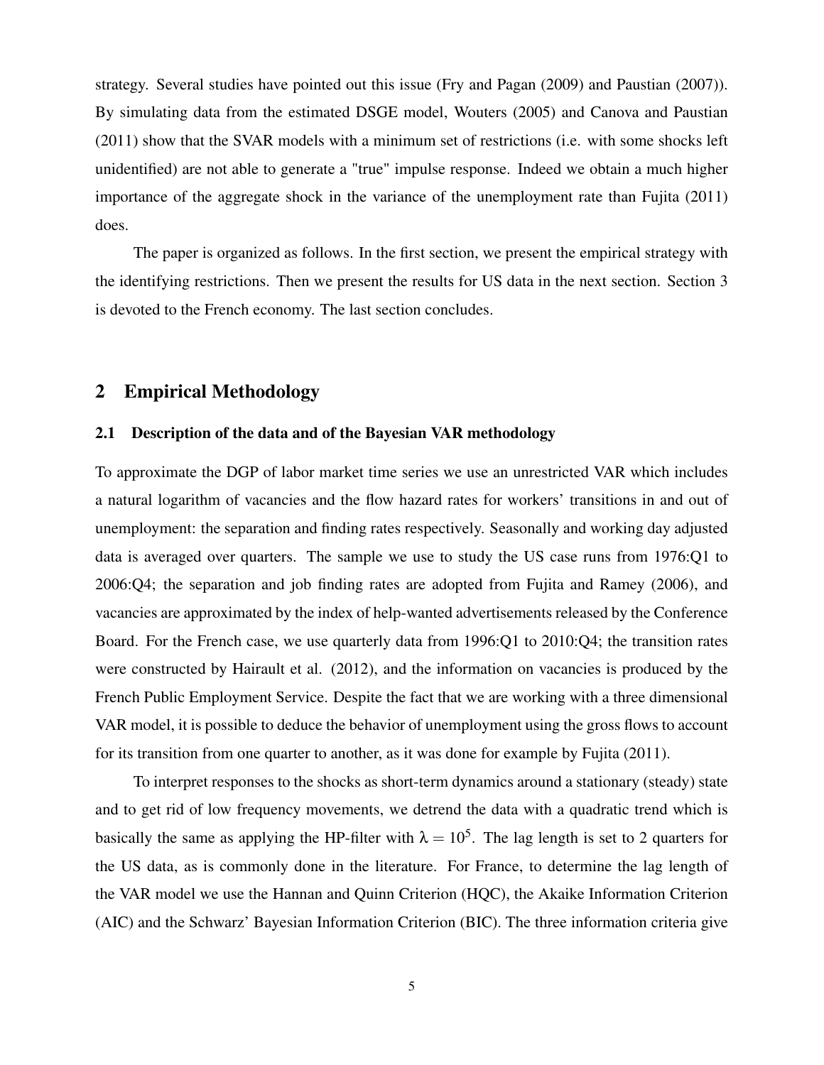strategy. Several studies have pointed out this issue (Fry and Pagan (2009) and Paustian (2007)). By simulating data from the estimated DSGE model, Wouters (2005) and Canova and Paustian (2011) show that the SVAR models with a minimum set of restrictions (i.e. with some shocks left unidentified) are not able to generate a "true" impulse response. Indeed we obtain a much higher importance of the aggregate shock in the variance of the unemployment rate than Fujita (2011) does.

The paper is organized as follows. In the first section, we present the empirical strategy with the identifying restrictions. Then we present the results for US data in the next section. Section 3 is devoted to the French economy. The last section concludes.

## 2 Empirical Methodology

### 2.1 Description of the data and of the Bayesian VAR methodology

To approximate the DGP of labor market time series we use an unrestricted VAR which includes a natural logarithm of vacancies and the flow hazard rates for workers' transitions in and out of unemployment: the separation and finding rates respectively. Seasonally and working day adjusted data is averaged over quarters. The sample we use to study the US case runs from 1976:Q1 to 2006:Q4; the separation and job finding rates are adopted from Fujita and Ramey (2006), and vacancies are approximated by the index of help-wanted advertisements released by the Conference Board. For the French case, we use quarterly data from 1996:Q1 to 2010:Q4; the transition rates were constructed by Hairault et al. (2012), and the information on vacancies is produced by the French Public Employment Service. Despite the fact that we are working with a three dimensional VAR model, it is possible to deduce the behavior of unemployment using the gross flows to account for its transition from one quarter to another, as it was done for example by Fujita (2011).

To interpret responses to the shocks as short-term dynamics around a stationary (steady) state and to get rid of low frequency movements, we detrend the data with a quadratic trend which is basically the same as applying the HP-filter with $\lambda = 10^5$. The lag length is set to 2 quarters for the US data, as is commonly done in the literature. For France, to determine the lag length of the VAR model we use the Hannan and Quinn Criterion (HQC), the Akaike Information Criterion (AIC) and the Schwarz' Bayesian Information Criterion (BIC). The three information criteria give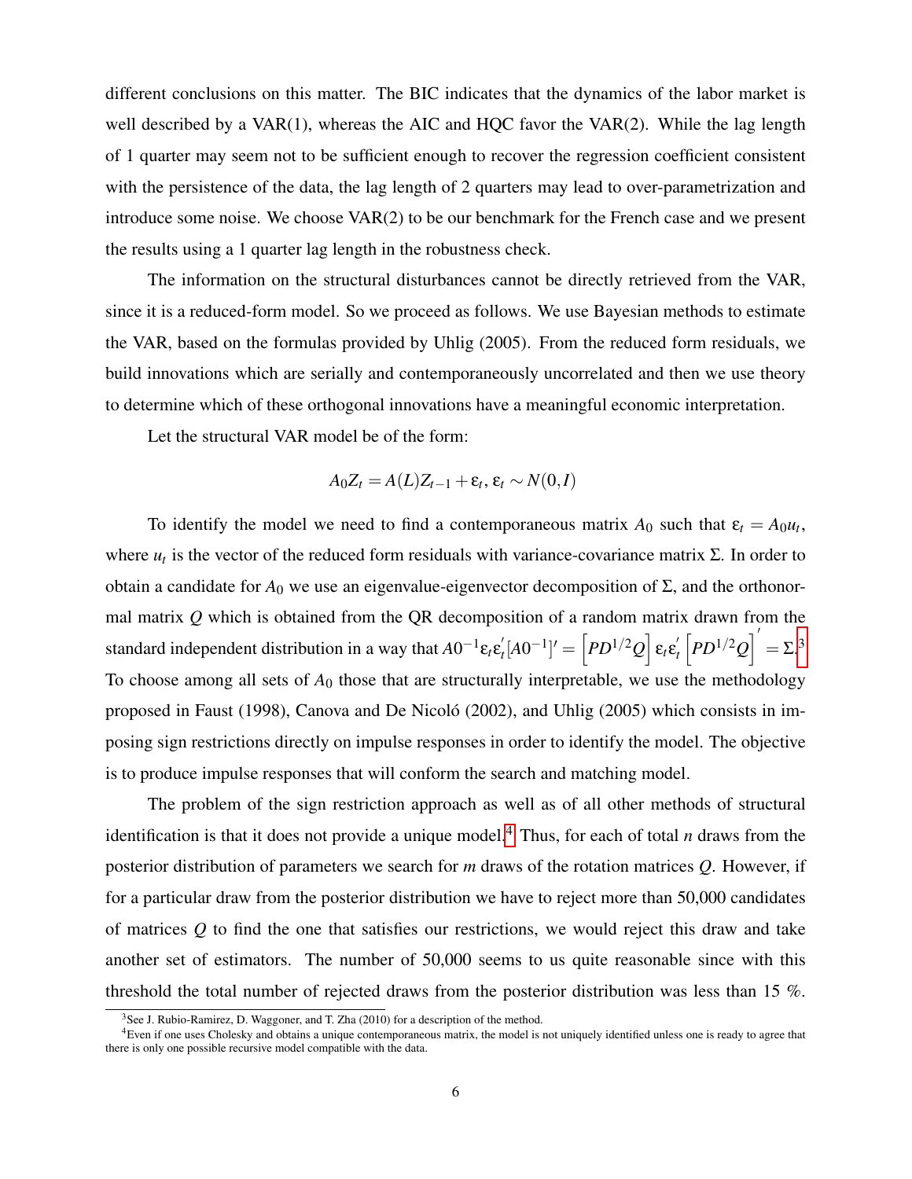different conclusions on this matter. The BIC indicates that the dynamics of the labor market is well described by a VAR(1), whereas the AIC and HQC favor the VAR(2). While the lag length of 1 quarter may seem not to be sufficient enough to recover the regression coefficient consistent with the persistence of the data, the lag length of 2 quarters may lead to over-parametrization and introduce some noise. We choose VAR(2) to be our benchmark for the French case and we present the results using a 1 quarter lag length in the robustness check.

The information on the structural disturbances cannot be directly retrieved from the VAR, since it is a reduced-form model. So we proceed as follows. We use Bayesian methods to estimate the VAR, based on the formulas provided by Uhlig (2005). From the reduced form residuals, we build innovations which are serially and contemporaneously uncorrelated and then we use theory to determine which of these orthogonal innovations have a meaningful economic interpretation.

Let the structural VAR model be of the form:

$$A_0 Z_t = A(L) Z_{t-1} + \varepsilon_t,\, \varepsilon_t \sim N(0, I)$$

To identify the model we need to find a contemporaneous matrix $A_0$ such that $\varepsilon_t = A_0 u_t$, where $u_t$ is the vector of the reduced form residuals with variance-covariance matrix $\Sigma$. In order to obtain a candidate for $A_0$ we use an eigenvalue-eigenvector decomposition of $\Sigma$, and the orthonormal matrix $Q$ which is obtained from the QR decomposition of a random matrix drawn from the standard independent distribution in a way that $A0^{-1}\varepsilon_t\varepsilon_t^{'}[A0^{-1}]' = \left[PD^{1/2}Q\right]\varepsilon_t\varepsilon_t^{'}\left[PD^{1/2}Q\right]^{'} = \Sigma$.[3] To choose among all sets of $A_0$ those that are structurally interpretable, we use the methodology proposed in Faust (1998), Canova and De Nicoló (2002), and Uhlig (2005) which consists in imposing sign restrictions directly on impulse responses in order to identify the model. The objective is to produce impulse responses that will conform the search and matching model.

The problem of the sign restriction approach as well as of all other methods of structural identification is that it does not provide a unique model.[4] Thus, for each of total $n$ draws from the posterior distribution of parameters we search for $m$ draws of the rotation matrices $Q$. However, if for a particular draw from the posterior distribution we have to reject more than 50,000 candidates of matrices $Q$ to find the one that satisfies our restrictions, we would reject this draw and take another set of estimators. The number of 50,000 seems to us quite reasonable since with this threshold the total number of rejected draws from the posterior distribution was less than 15 %.

[3] See J. Rubio-Ramirez, D. Waggoner, and T. Zha (2010) for a description of the method.

[4] Even if one uses Cholesky and obtains a unique contemporaneous matrix, the model is not uniquely identified unless one is ready to agree that there is only one possible recursive model compatible with the data.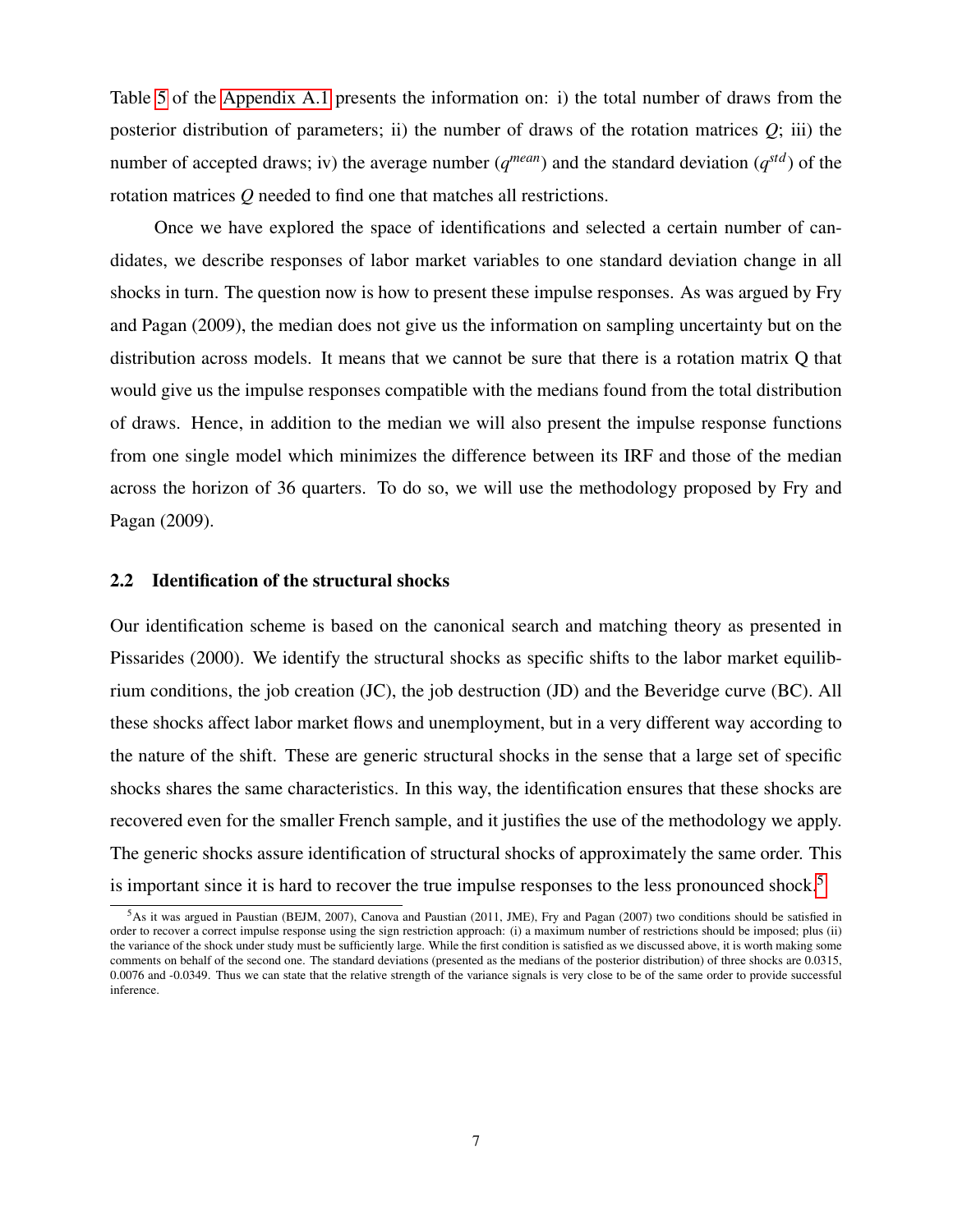Table 5 of the Appendix A.1 presents the information on: i) the total number of draws from the posterior distribution of parameters; ii) the number of draws of the rotation matrices $Q$; iii) the number of accepted draws; iv) the average number ($q^{mean}$) and the standard deviation ($q^{std}$) of the rotation matrices $Q$ needed to find one that matches all restrictions.

Once we have explored the space of identifications and selected a certain number of candidates, we describe responses of labor market variables to one standard deviation change in all shocks in turn. The question now is how to present these impulse responses. As was argued by Fry and Pagan (2009), the median does not give us the information on sampling uncertainty but on the distribution across models. It means that we cannot be sure that there is a rotation matrix Q that would give us the impulse responses compatible with the medians found from the total distribution of draws. Hence, in addition to the median we will also present the impulse response functions from one single model which minimizes the difference between its IRF and those of the median across the horizon of 36 quarters. To do so, we will use the methodology proposed by Fry and Pagan (2009).

## 2.2 Identification of the structural shocks

Our identification scheme is based on the canonical search and matching theory as presented in Pissarides (2000). We identify the structural shocks as specific shifts to the labor market equilibrium conditions, the job creation (JC), the job destruction (JD) and the Beveridge curve (BC). All these shocks affect labor market flows and unemployment, but in a very different way according to the nature of the shift. These are generic structural shocks in the sense that a large set of specific shocks shares the same characteristics. In this way, the identification ensures that these shocks are recovered even for the smaller French sample, and it justifies the use of the methodology we apply. The generic shocks assure identification of structural shocks of approximately the same order. This is important since it is hard to recover the true impulse responses to the less pronounced shock.[5]

[5] As it was argued in Paustian (BEJM, 2007), Canova and Paustian (2011, JME), Fry and Pagan (2007) two conditions should be satisfied in order to recover a correct impulse response using the sign restriction approach: (i) a maximum number of restrictions should be imposed; plus (ii) the variance of the shock under study must be sufficiently large. While the first condition is satisfied as we discussed above, it is worth making some comments on behalf of the second one. The standard deviations (presented as the medians of the posterior distribution) of three shocks are 0.0315, 0.0076 and -0.0349. Thus we can state that the relative strength of the variance signals is very close to be of the same order to provide successful inference.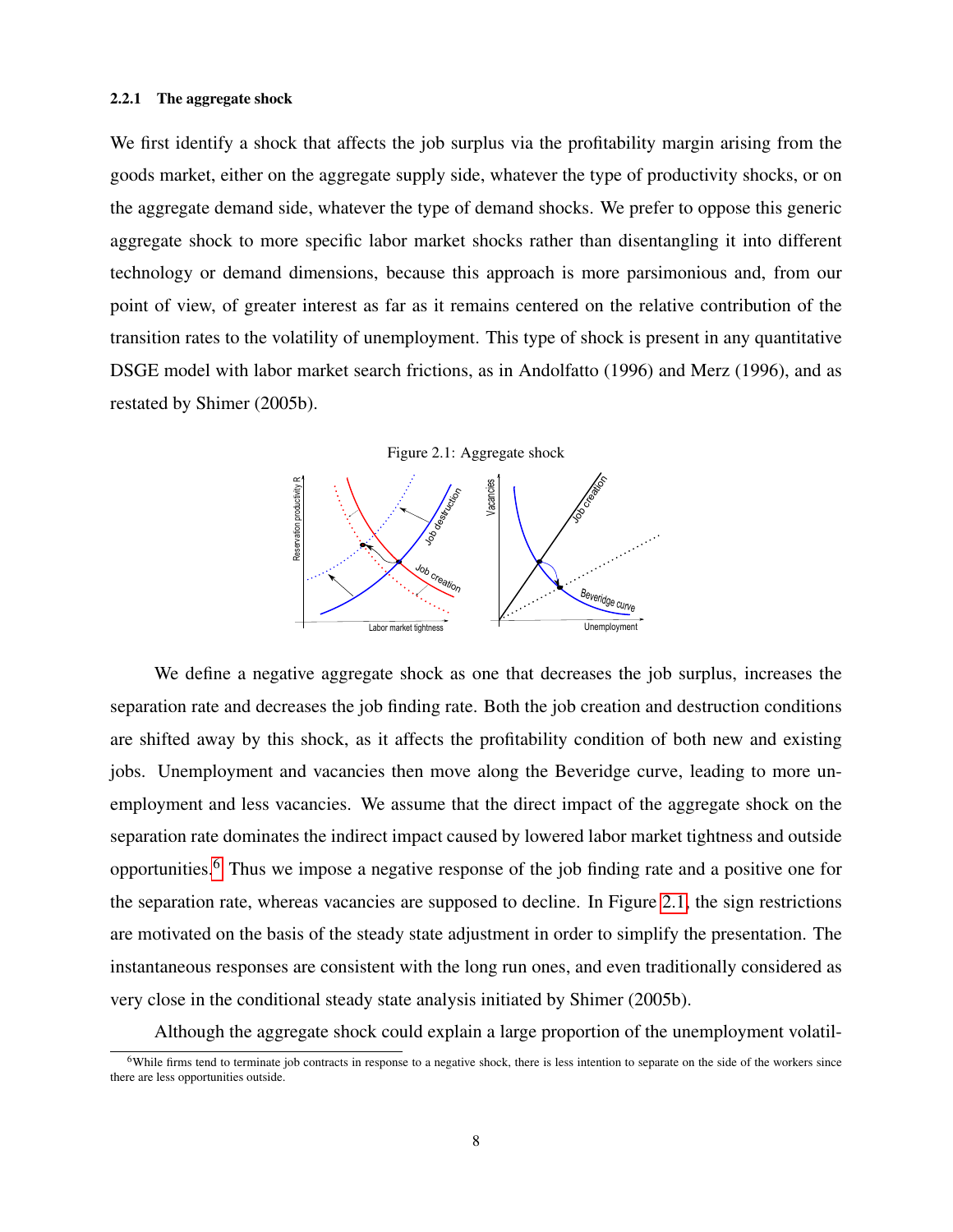#### 2.2.1 The aggregate shock

We first identify a shock that affects the job surplus via the profitability margin arising from the goods market, either on the aggregate supply side, whatever the type of productivity shocks, or on the aggregate demand side, whatever the type of demand shocks. We prefer to oppose this generic aggregate shock to more specific labor market shocks rather than disentangling it into different technology or demand dimensions, because this approach is more parsimonious and, from our point of view, of greater interest as far as it remains centered on the relative contribution of the transition rates to the volatility of unemployment. This type of shock is present in any quantitative DSGE model with labor market search frictions, as in Andolfatto (1996) and Merz (1996), and as restated by Shimer (2005b).

Figure 2.1: Aggregate shock

We define a negative aggregate shock as one that decreases the job surplus, increases the separation rate and decreases the job finding rate. Both the job creation and destruction conditions are shifted away by this shock, as it affects the profitability condition of both new and existing jobs. Unemployment and vacancies then move along the Beveridge curve, leading to more unemployment and less vacancies. We assume that the direct impact of the aggregate shock on the separation rate dominates the indirect impact caused by lowered labor market tightness and outside opportunities.[6] Thus we impose a negative response of the job finding rate and a positive one for the separation rate, whereas vacancies are supposed to decline. In Figure 2.1, the sign restrictions are motivated on the basis of the steady state adjustment in order to simplify the presentation. The instantaneous responses are consistent with the long run ones, and even traditionally considered as very close in the conditional steady state analysis initiated by Shimer (2005b).

Although the aggregate shock could explain a large proportion of the unemployment volatil-

[6] While firms tend to terminate job contracts in response to a negative shock, there is less intention to separate on the side of the workers since there are less opportunities outside.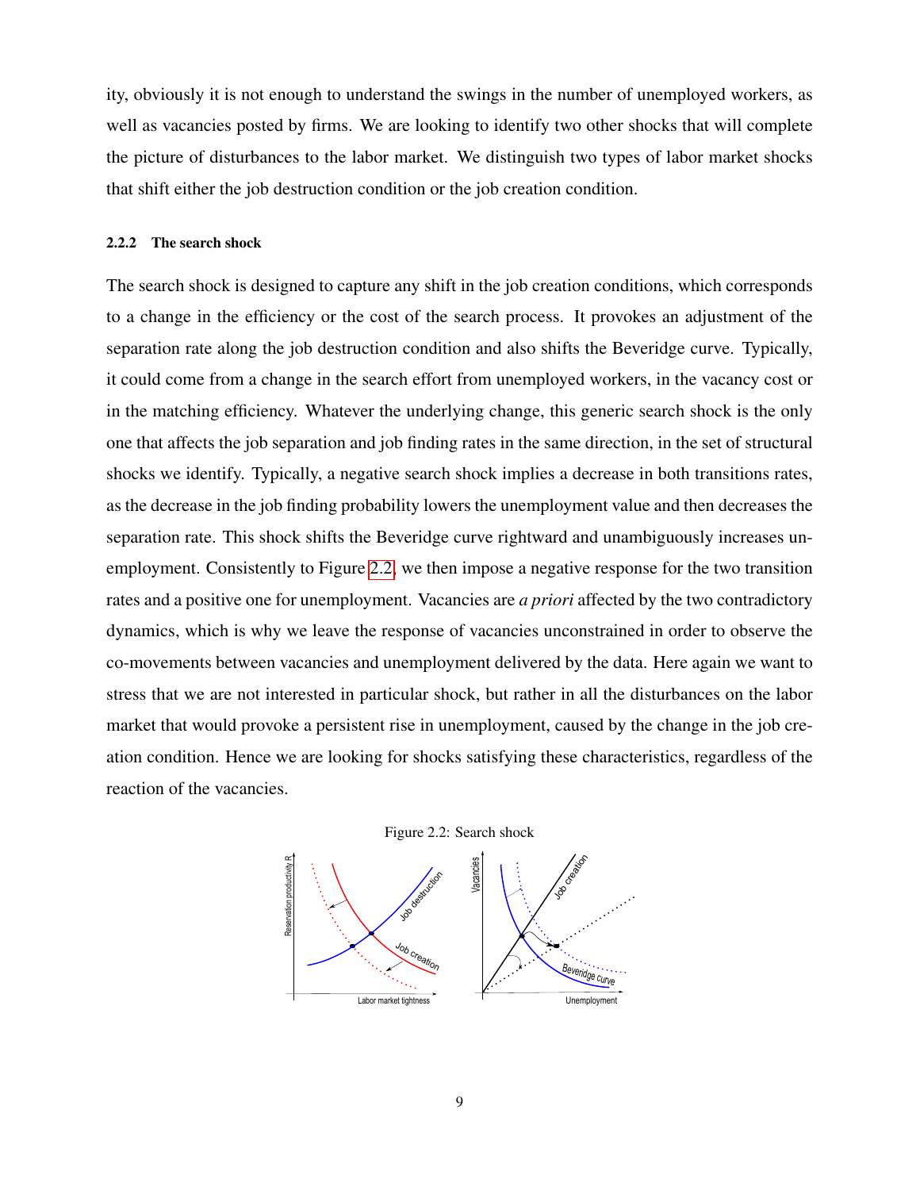ity, obviously it is not enough to understand the swings in the number of unemployed workers, as well as vacancies posted by firms. We are looking to identify two other shocks that will complete the picture of disturbances to the labor market. We distinguish two types of labor market shocks that shift either the job destruction condition or the job creation condition.

#### 2.2.2 The search shock

The search shock is designed to capture any shift in the job creation conditions, which corresponds to a change in the efficiency or the cost of the search process. It provokes an adjustment of the separation rate along the job destruction condition and also shifts the Beveridge curve. Typically, it could come from a change in the search effort from unemployed workers, in the vacancy cost or in the matching efficiency. Whatever the underlying change, this generic search shock is the only one that affects the job separation and job finding rates in the same direction, in the set of structural shocks we identify. Typically, a negative search shock implies a decrease in both transitions rates, as the decrease in the job finding probability lowers the unemployment value and then decreases the separation rate. This shock shifts the Beveridge curve rightward and unambiguously increases unemployment. Consistently to Figure 2.2, we then impose a negative response for the two transition rates and a positive one for unemployment. Vacancies are *a priori* affected by the two contradictory dynamics, which is why we leave the response of vacancies unconstrained in order to observe the co-movements between vacancies and unemployment delivered by the data. Here again we want to stress that we are not interested in particular shock, but rather in all the disturbances on the labor market that would provoke a persistent rise in unemployment, caused by the change in the job creation condition. Hence we are looking for shocks satisfying these characteristics, regardless of the reaction of the vacancies.

Figure 2.2: Search shock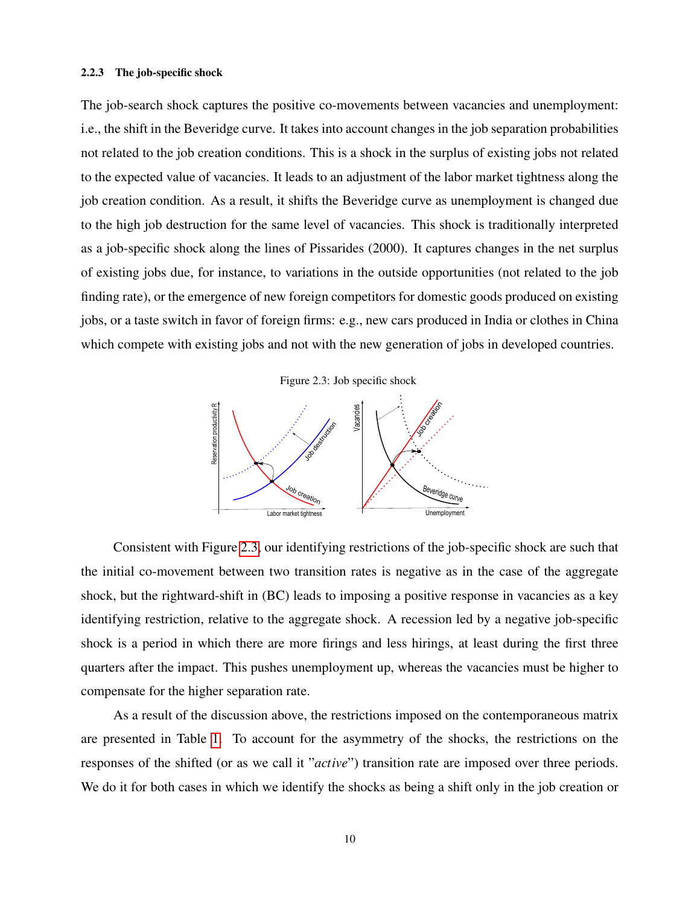#### 2.2.3 The job-specific shock

The job-search shock captures the positive co-movements between vacancies and unemployment: i.e., the shift in the Beveridge curve. It takes into account changes in the job separation probabilities not related to the job creation conditions. This is a shock in the surplus of existing jobs not related to the expected value of vacancies. It leads to an adjustment of the labor market tightness along the job creation condition. As a result, it shifts the Beveridge curve as unemployment is changed due to the high job destruction for the same level of vacancies. This shock is traditionally interpreted as a job-specific shock along the lines of Pissarides (2000). It captures changes in the net surplus of existing jobs due, for instance, to variations in the outside opportunities (not related to the job finding rate), or the emergence of new foreign competitors for domestic goods produced on existing jobs, or a taste switch in favor of foreign firms: e.g., new cars produced in India or clothes in China which compete with existing jobs and not with the new generation of jobs in developed countries.

Figure 2.3: Job specific shock

Consistent with Figure 2.3, our identifying restrictions of the job-specific shock are such that the initial co-movement between two transition rates is negative as in the case of the aggregate shock, but the rightward-shift in (BC) leads to imposing a positive response in vacancies as a key identifying restriction, relative to the aggregate shock. A recession led by a negative job-specific shock is a period in which there are more firings and less hirings, at least during the first three quarters after the impact. This pushes unemployment up, whereas the vacancies must be higher to compensate for the higher separation rate.

As a result of the discussion above, the restrictions imposed on the contemporaneous matrix are presented in Table 1. To account for the asymmetry of the shocks, the restrictions on the responses of the shifted (or as we call it "*active*") transition rate are imposed over three periods. We do it for both cases in which we identify the shocks as being a shift only in the job creation or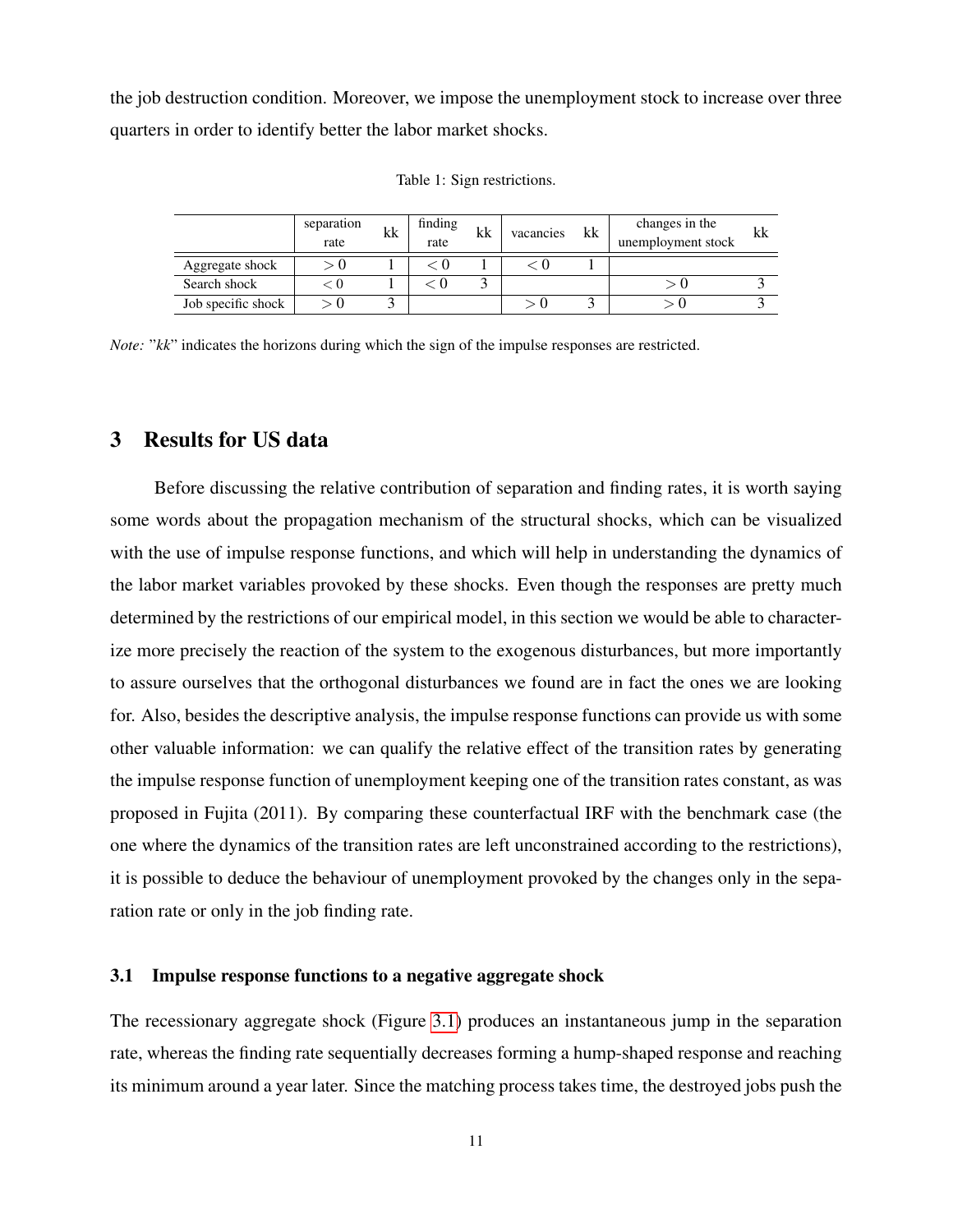the job destruction condition. Moreover, we impose the unemployment stock to increase over three quarters in order to identify better the labor market shocks.

Table 1: Sign restrictions.

| | separation rate | kk | finding rate | kk | vacancies | kk | changes in the unemployment stock | kk |
|---|---|---|---|---|---|---|---|---|
| Aggregate shock | $>0$ | 1 | $<0$ | 1 | $<0$ | 1 | | |
| Search shock | $<0$ | 1 | $<0$ | 3 | | | $>0$ | 3 |
| Job specific shock | $>0$ | 3 | | | $>0$ | 3 | $>0$ | 3 |

*Note:* "*kk*" indicates the horizons during which the sign of the impulse responses are restricted.

## 3 Results for US data

Before discussing the relative contribution of separation and finding rates, it is worth saying some words about the propagation mechanism of the structural shocks, which can be visualized with the use of impulse response functions, and which will help in understanding the dynamics of the labor market variables provoked by these shocks. Even though the responses are pretty much determined by the restrictions of our empirical model, in this section we would be able to characterize more precisely the reaction of the system to the exogenous disturbances, but more importantly to assure ourselves that the orthogonal disturbances we found are in fact the ones we are looking for. Also, besides the descriptive analysis, the impulse response functions can provide us with some other valuable information: we can qualify the relative effect of the transition rates by generating the impulse response function of unemployment keeping one of the transition rates constant, as was proposed in Fujita (2011). By comparing these counterfactual IRF with the benchmark case (the one where the dynamics of the transition rates are left unconstrained according to the restrictions), it is possible to deduce the behaviour of unemployment provoked by the changes only in the separation rate or only in the job finding rate.

### 3.1 Impulse response functions to a negative aggregate shock

The recessionary aggregate shock (Figure 3.1) produces an instantaneous jump in the separation rate, whereas the finding rate sequentially decreases forming a hump-shaped response and reaching its minimum around a year later. Since the matching process takes time, the destroyed jobs push the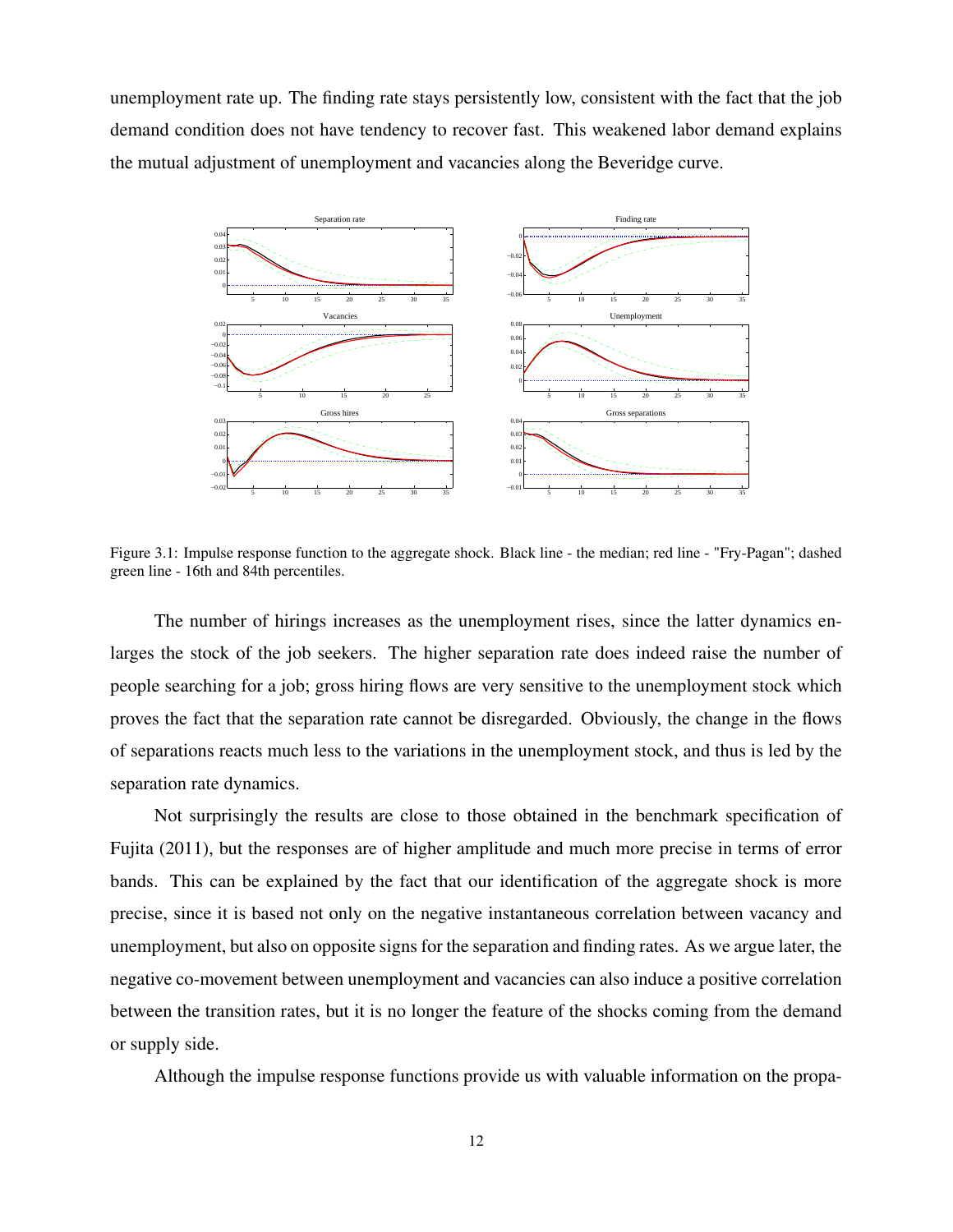unemployment rate up. The finding rate stays persistently low, consistent with the fact that the job demand condition does not have tendency to recover fast. This weakened labor demand explains the mutual adjustment of unemployment and vacancies along the Beveridge curve.

Figure 3.1: Impulse response function to the aggregate shock. Black line - the median; red line - "Fry-Pagan"; dashed green line - 16th and 84th percentiles.

The number of hirings increases as the unemployment rises, since the latter dynamics enlarges the stock of the job seekers. The higher separation rate does indeed raise the number of people searching for a job; gross hiring flows are very sensitive to the unemployment stock which proves the fact that the separation rate cannot be disregarded. Obviously, the change in the flows of separations reacts much less to the variations in the unemployment stock, and thus is led by the separation rate dynamics.

Not surprisingly the results are close to those obtained in the benchmark specification of Fujita (2011), but the responses are of higher amplitude and much more precise in terms of error bands. This can be explained by the fact that our identification of the aggregate shock is more precise, since it is based not only on the negative instantaneous correlation between vacancy and unemployment, but also on opposite signs for the separation and finding rates. As we argue later, the negative co-movement between unemployment and vacancies can also induce a positive correlation between the transition rates, but it is no longer the feature of the shocks coming from the demand or supply side.

Although the impulse response functions provide us with valuable information on the propa-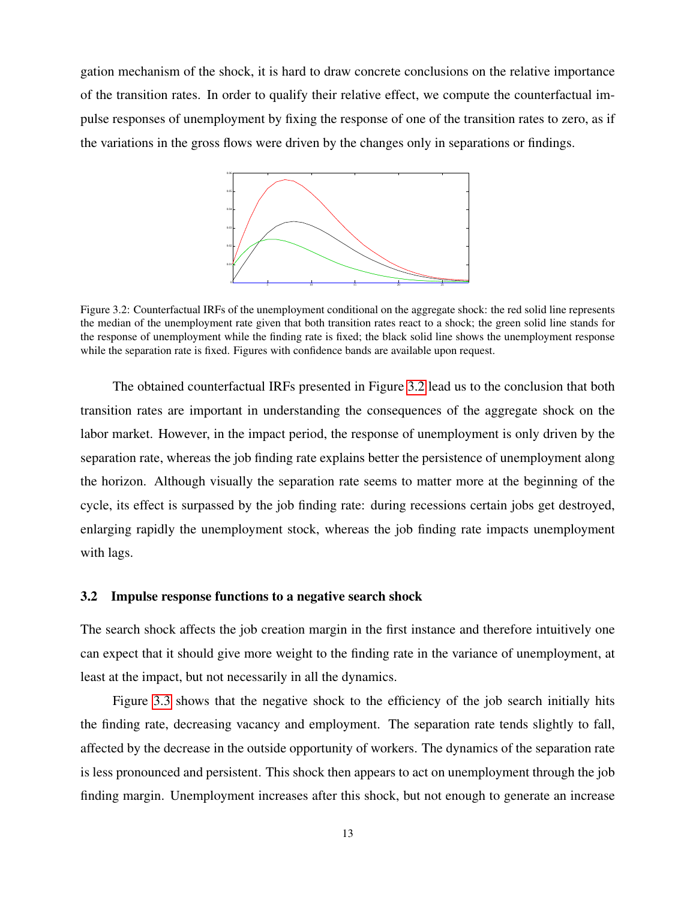gation mechanism of the shock, it is hard to draw concrete conclusions on the relative importance of the transition rates. In order to qualify their relative effect, we compute the counterfactual impulse responses of unemployment by fixing the response of one of the transition rates to zero, as if the variations in the gross flows were driven by the changes only in separations or findings.

Figure 3.2: Counterfactual IRFs of the unemployment conditional on the aggregate shock: the red solid line represents the median of the unemployment rate given that both transition rates react to a shock; the green solid line stands for the response of unemployment while the finding rate is fixed; the black solid line shows the unemployment response while the separation rate is fixed. Figures with confidence bands are available upon request.

The obtained counterfactual IRFs presented in Figure 3.2 lead us to the conclusion that both transition rates are important in understanding the consequences of the aggregate shock on the labor market. However, in the impact period, the response of unemployment is only driven by the separation rate, whereas the job finding rate explains better the persistence of unemployment along the horizon. Although visually the separation rate seems to matter more at the beginning of the cycle, its effect is surpassed by the job finding rate: during recessions certain jobs get destroyed, enlarging rapidly the unemployment stock, whereas the job finding rate impacts unemployment with lags.

### 3.2 Impulse response functions to a negative search shock

The search shock affects the job creation margin in the first instance and therefore intuitively one can expect that it should give more weight to the finding rate in the variance of unemployment, at least at the impact, but not necessarily in all the dynamics.

Figure 3.3 shows that the negative shock to the efficiency of the job search initially hits the finding rate, decreasing vacancy and employment. The separation rate tends slightly to fall, affected by the decrease in the outside opportunity of workers. The dynamics of the separation rate is less pronounced and persistent. This shock then appears to act on unemployment through the job finding margin. Unemployment increases after this shock, but not enough to generate an increase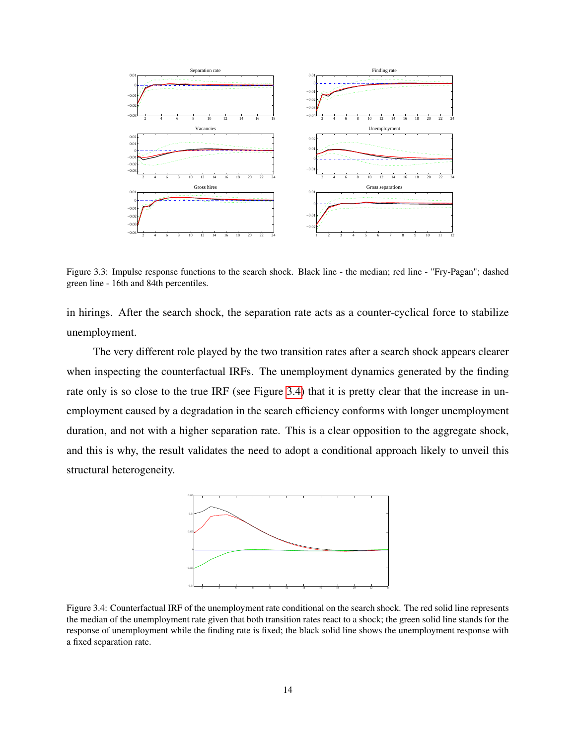Figure 3.3: Impulse response functions to the search shock. Black line - the median; red line - "Fry-Pagan"; dashed green line - 16th and 84th percentiles.

in hirings. After the search shock, the separation rate acts as a counter-cyclical force to stabilize unemployment.

The very different role played by the two transition rates after a search shock appears clearer when inspecting the counterfactual IRFs. The unemployment dynamics generated by the finding rate only is so close to the true IRF (see Figure 3.4) that it is pretty clear that the increase in unemployment caused by a degradation in the search efficiency conforms with longer unemployment duration, and not with a higher separation rate. This is a clear opposition to the aggregate shock, and this is why, the result validates the need to adopt a conditional approach likely to unveil this structural heterogeneity.

Figure 3.4: Counterfactual IRF of the unemployment rate conditional on the search shock. The red solid line represents the median of the unemployment rate given that both transition rates react to a shock; the green solid line stands for the response of unemployment while the finding rate is fixed; the black solid line shows the unemployment response with a fixed separation rate.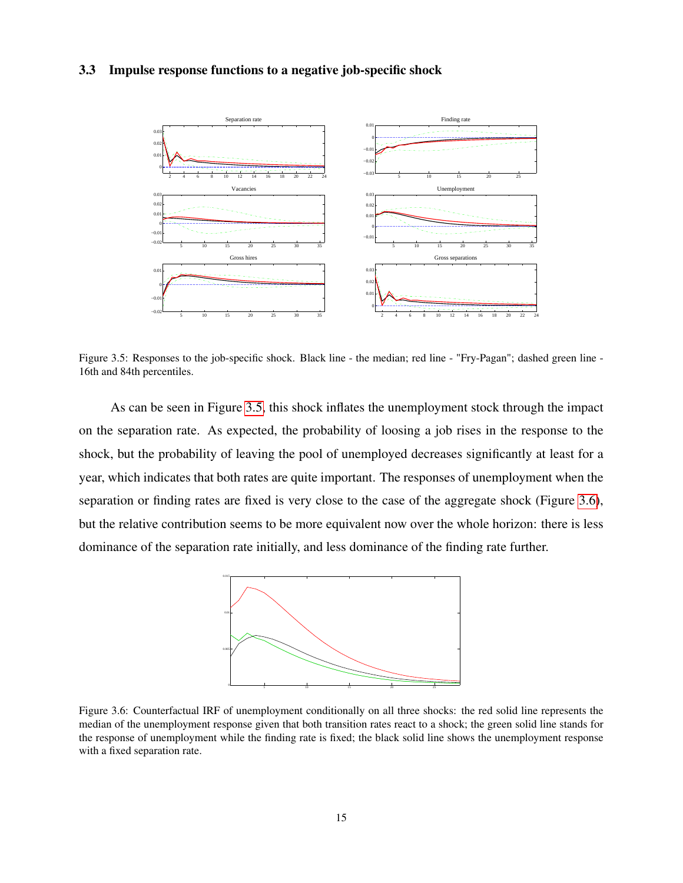### 3.3 Impulse response functions to a negative job-specific shock

Figure 3.5: Responses to the job-specific shock. Black line - the median; red line - "Fry-Pagan"; dashed green line - 16th and 84th percentiles.

As can be seen in Figure 3.5, this shock inflates the unemployment stock through the impact on the separation rate. As expected, the probability of loosing a job rises in the response to the shock, but the probability of leaving the pool of unemployed decreases significantly at least for a year, which indicates that both rates are quite important. The responses of unemployment when the separation or finding rates are fixed is very close to the case of the aggregate shock (Figure 3.6), but the relative contribution seems to be more equivalent now over the whole horizon: there is less dominance of the separation rate initially, and less dominance of the finding rate further.

Figure 3.6: Counterfactual IRF of unemployment conditionally on all three shocks: the red solid line represents the median of the unemployment response given that both transition rates react to a shock; the green solid line stands for the response of unemployment while the finding rate is fixed; the black solid line shows the unemployment response with a fixed separation rate.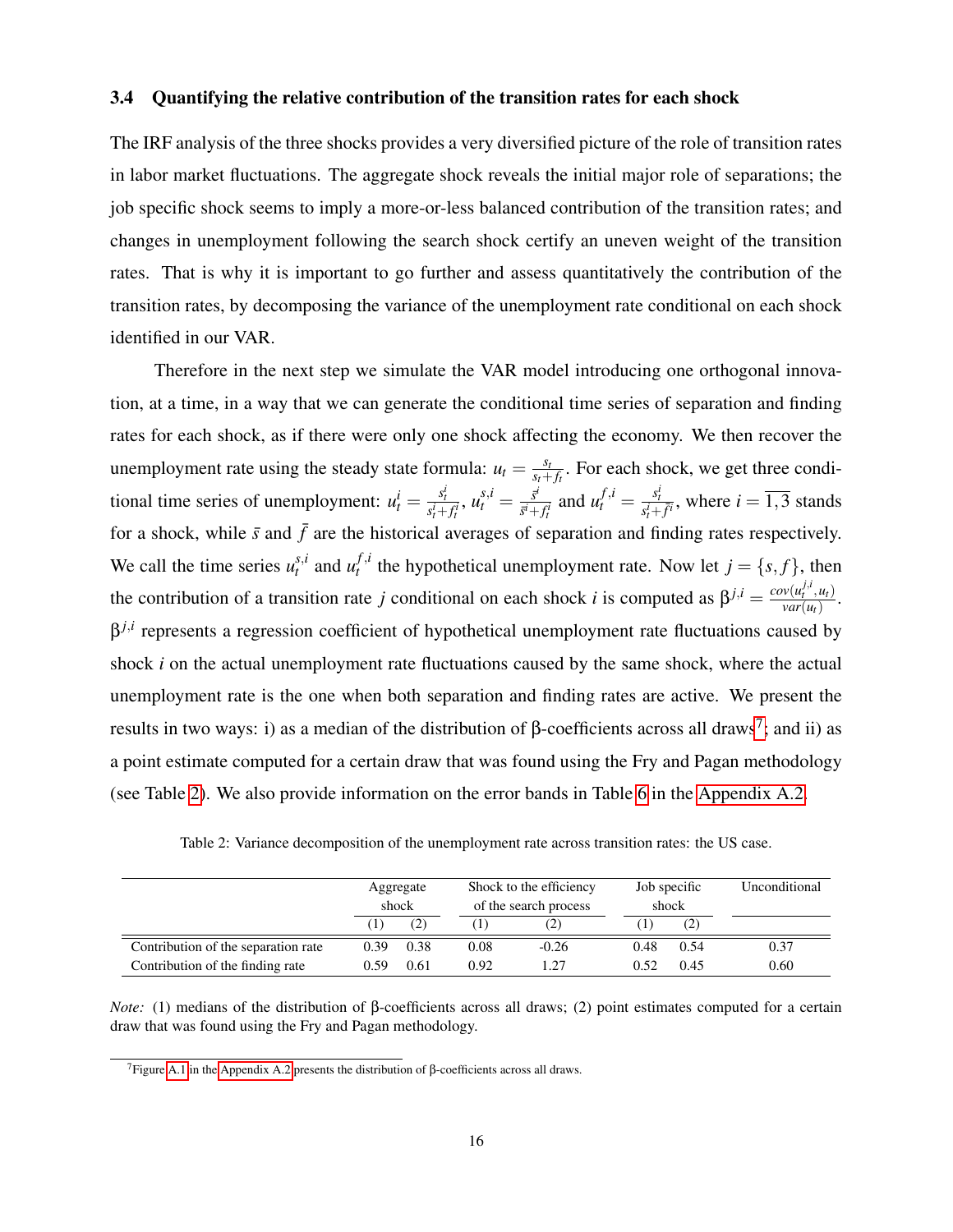### 3.4 Quantifying the relative contribution of the transition rates for each shock

The IRF analysis of the three shocks provides a very diversified picture of the role of transition rates in labor market fluctuations. The aggregate shock reveals the initial major role of separations; the job specific shock seems to imply a more-or-less balanced contribution of the transition rates; and changes in unemployment following the search shock certify an uneven weight of the transition rates. That is why it is important to go further and assess quantitatively the contribution of the transition rates, by decomposing the variance of the unemployment rate conditional on each shock identified in our VAR.

Therefore in the next step we simulate the VAR model introducing one orthogonal innovation, at a time, in a way that we can generate the conditional time series of separation and finding rates for each shock, as if there were only one shock affecting the economy. We then recover the unemployment rate using the steady state formula: $u_t = \frac{s_t}{s_t+f_t}$. For each shock, we get three conditional time series of unemployment: $u_t^i = \frac{s_t^i}{s_t^i+f_t^i}$, $u_t^{s,i} = \frac{\bar{s}^i}{\bar{s}^i+f_t^i}$ and $u_t^{f,i} = \frac{s_t^i}{s_t^i+\bar{f}^i}$, where $i = \overline{1,3}$ stands for a shock, while $\bar{s}$ and $\bar{f}$ are the historical averages of separation and finding rates respectively. We call the time series $u_t^{s,i}$ and $u_t^{f,i}$ the hypothetical unemployment rate. Now let $j = \{s, f\}$, then the contribution of a transition rate $j$ conditional on each shock $i$ is computed as $\beta^{j,i} = \frac{cov(u_t^{j,i}, u_t)}{var(u_t)}$. $\beta^{j,i}$ represents a regression coefficient of hypothetical unemployment rate fluctuations caused by shock $i$ on the actual unemployment rate fluctuations caused by the same shock, where the actual unemployment rate is the one when both separation and finding rates are active. We present the results in two ways: i) as a median of the distribution of β-coefficients across all draws[7]; and ii) as a point estimate computed for a certain draw that was found using the Fry and Pagan methodology (see Table 2). We also provide information on the error bands in Table 6 in the Appendix A.2.

Table 2: Variance decomposition of the unemployment rate across transition rates: the US case.

| | Aggregate shock | | Shock to the efficiency of the search process | | Job specific shock | | Unconditional |
|---|---|---|---|---|---|---|---|
| | (1) | (2) | (1) | (2) | (1) | (2) | |
| Contribution of the separation rate | 0.39 | 0.38 | 0.08 | -0.26 | 0.48 | 0.54 | 0.37 |
| Contribution of the finding rate | 0.59 | 0.61 | 0.92 | 1.27 | 0.52 | 0.45 | 0.60 |

*Note:* (1) medians of the distribution of β-coefficients across all draws; (2) point estimates computed for a certain draw that was found using the Fry and Pagan methodology.

[7] Figure A.1 in the Appendix A.2 presents the distribution of β-coefficients across all draws.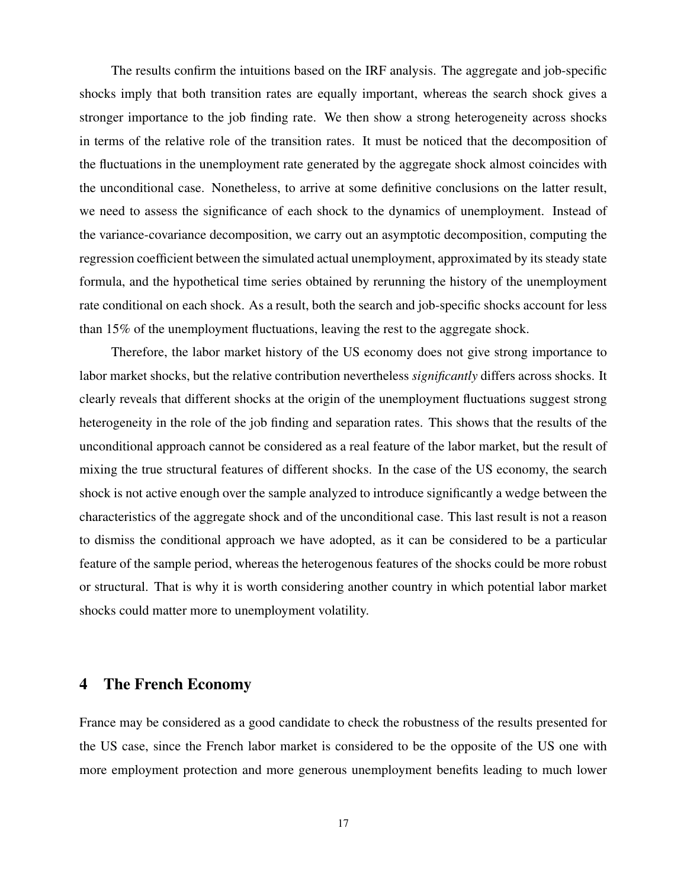The results confirm the intuitions based on the IRF analysis. The aggregate and job-specific shocks imply that both transition rates are equally important, whereas the search shock gives a stronger importance to the job finding rate. We then show a strong heterogeneity across shocks in terms of the relative role of the transition rates. It must be noticed that the decomposition of the fluctuations in the unemployment rate generated by the aggregate shock almost coincides with the unconditional case. Nonetheless, to arrive at some definitive conclusions on the latter result, we need to assess the significance of each shock to the dynamics of unemployment. Instead of the variance-covariance decomposition, we carry out an asymptotic decomposition, computing the regression coefficient between the simulated actual unemployment, approximated by its steady state formula, and the hypothetical time series obtained by rerunning the history of the unemployment rate conditional on each shock. As a result, both the search and job-specific shocks account for less than 15% of the unemployment fluctuations, leaving the rest to the aggregate shock.

Therefore, the labor market history of the US economy does not give strong importance to labor market shocks, but the relative contribution nevertheless *significantly* differs across shocks. It clearly reveals that different shocks at the origin of the unemployment fluctuations suggest strong heterogeneity in the role of the job finding and separation rates. This shows that the results of the unconditional approach cannot be considered as a real feature of the labor market, but the result of mixing the true structural features of different shocks. In the case of the US economy, the search shock is not active enough over the sample analyzed to introduce significantly a wedge between the characteristics of the aggregate shock and of the unconditional case. This last result is not a reason to dismiss the conditional approach we have adopted, as it can be considered to be a particular feature of the sample period, whereas the heterogenous features of the shocks could be more robust or structural. That is why it is worth considering another country in which potential labor market shocks could matter more to unemployment volatility.

## 4 The French Economy

France may be considered as a good candidate to check the robustness of the results presented for the US case, since the French labor market is considered to be the opposite of the US one with more employment protection and more generous unemployment benefits leading to much lower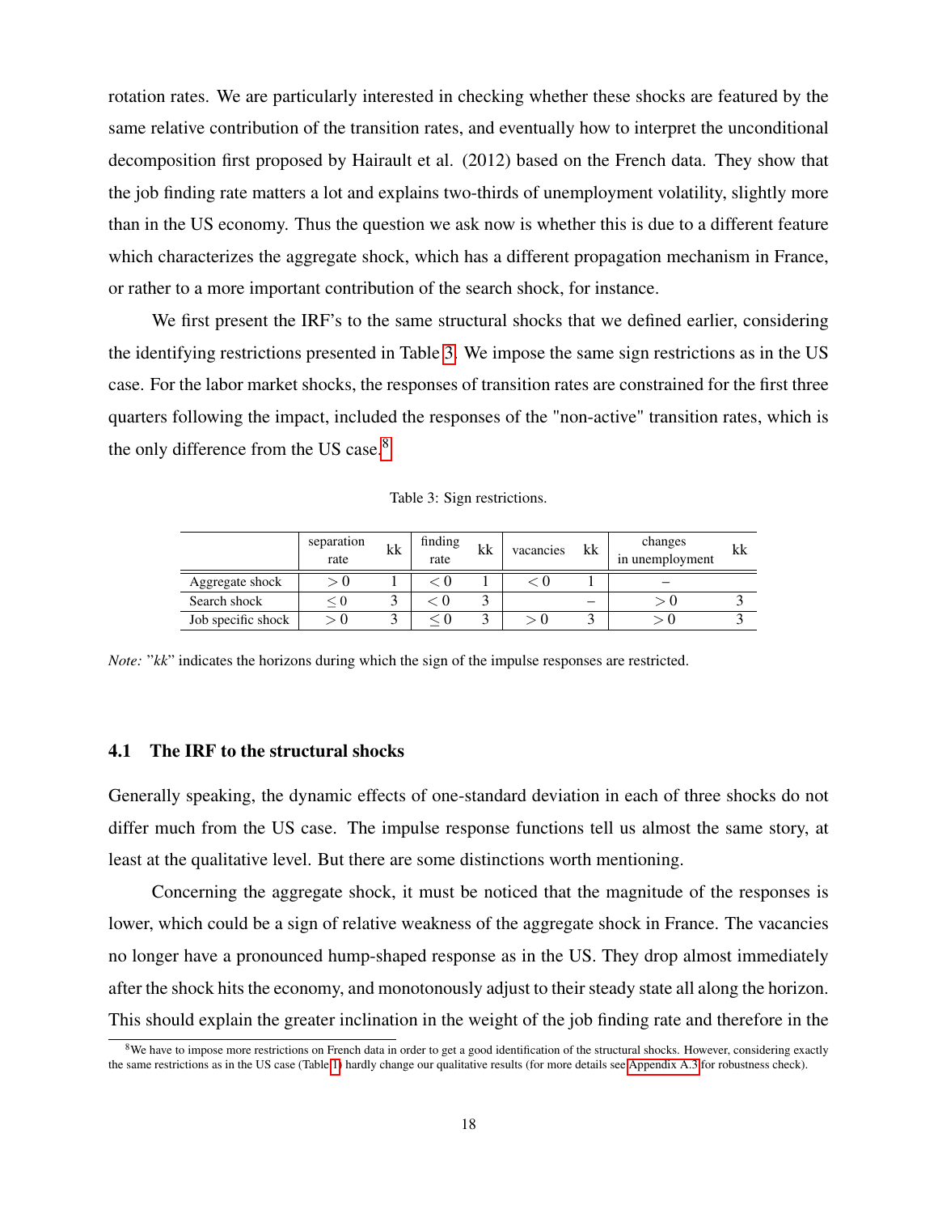rotation rates. We are particularly interested in checking whether these shocks are featured by the same relative contribution of the transition rates, and eventually how to interpret the unconditional decomposition first proposed by Hairault et al. (2012) based on the French data. They show that the job finding rate matters a lot and explains two-thirds of unemployment volatility, slightly more than in the US economy. Thus the question we ask now is whether this is due to a different feature which characterizes the aggregate shock, which has a different propagation mechanism in France, or rather to a more important contribution of the search shock, for instance.

We first present the IRF's to the same structural shocks that we defined earlier, considering the identifying restrictions presented in Table 3. We impose the same sign restrictions as in the US case. For the labor market shocks, the responses of transition rates are constrained for the first three quarters following the impact, included the responses of the "non-active" transition rates, which is the only difference from the US case.[8]

Table 3: Sign restrictions.

| | separation rate | kk | finding rate | kk | vacancies | kk | changes in unemployment | kk |
|---|---|---|---|---|---|---|---|---|
| Aggregate shock | $>0$ | 1 | $<0$ | 1 | $<0$ | 1 | – | |
| Search shock | $\leq 0$ | 3 | $<0$ | 3 | | – | $>0$ | 3 |
| Job specific shock | $>0$ | 3 | $\leq 0$ | 3 | $>0$ | 3 | $>0$ | 3 |

*Note:* "*kk*" indicates the horizons during which the sign of the impulse responses are restricted.

### 4.1 The IRF to the structural shocks

Generally speaking, the dynamic effects of one-standard deviation in each of three shocks do not differ much from the US case. The impulse response functions tell us almost the same story, at least at the qualitative level. But there are some distinctions worth mentioning.

Concerning the aggregate shock, it must be noticed that the magnitude of the responses is lower, which could be a sign of relative weakness of the aggregate shock in France. The vacancies no longer have a pronounced hump-shaped response as in the US. They drop almost immediately after the shock hits the economy, and monotonously adjust to their steady state all along the horizon. This should explain the greater inclination in the weight of the job finding rate and therefore in the

[8] We have to impose more restrictions on French data in order to get a good identification of the structural shocks. However, considering exactly the same restrictions as in the US case (Table 1) hardly change our qualitative results (for more details see Appendix A.3 for robustness check).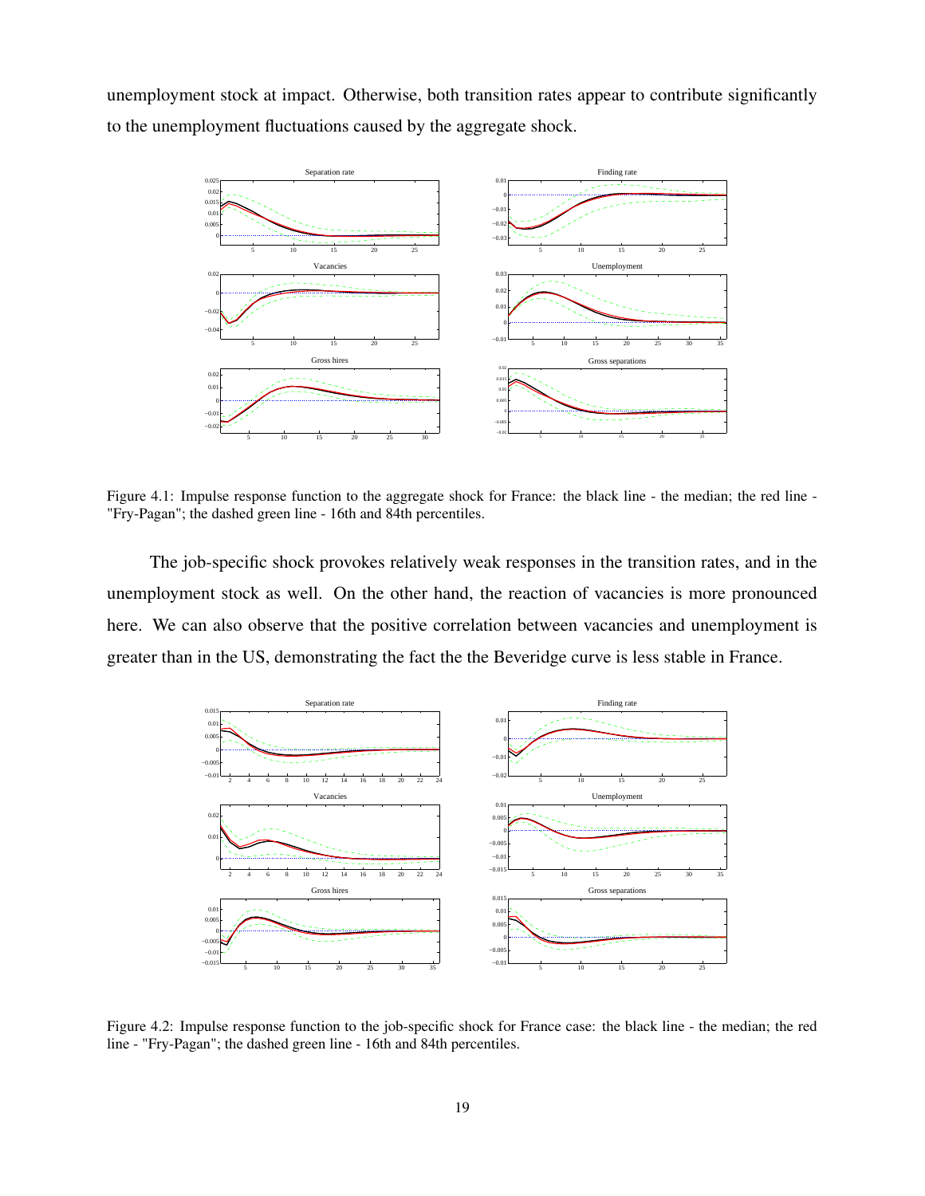unemployment stock at impact. Otherwise, both transition rates appear to contribute significantly to the unemployment fluctuations caused by the aggregate shock.

Figure 4.1: Impulse response function to the aggregate shock for France: the black line - the median; the red line - "Fry-Pagan"; the dashed green line - 16th and 84th percentiles.

The job-specific shock provokes relatively weak responses in the transition rates, and in the unemployment stock as well. On the other hand, the reaction of vacancies is more pronounced here. We can also observe that the positive correlation between vacancies and unemployment is greater than in the US, demonstrating the fact the the Beveridge curve is less stable in France.

Figure 4.2: Impulse response function to the job-specific shock for France case: the black line - the median; the red line - "Fry-Pagan"; the dashed green line - 16th and 84th percentiles.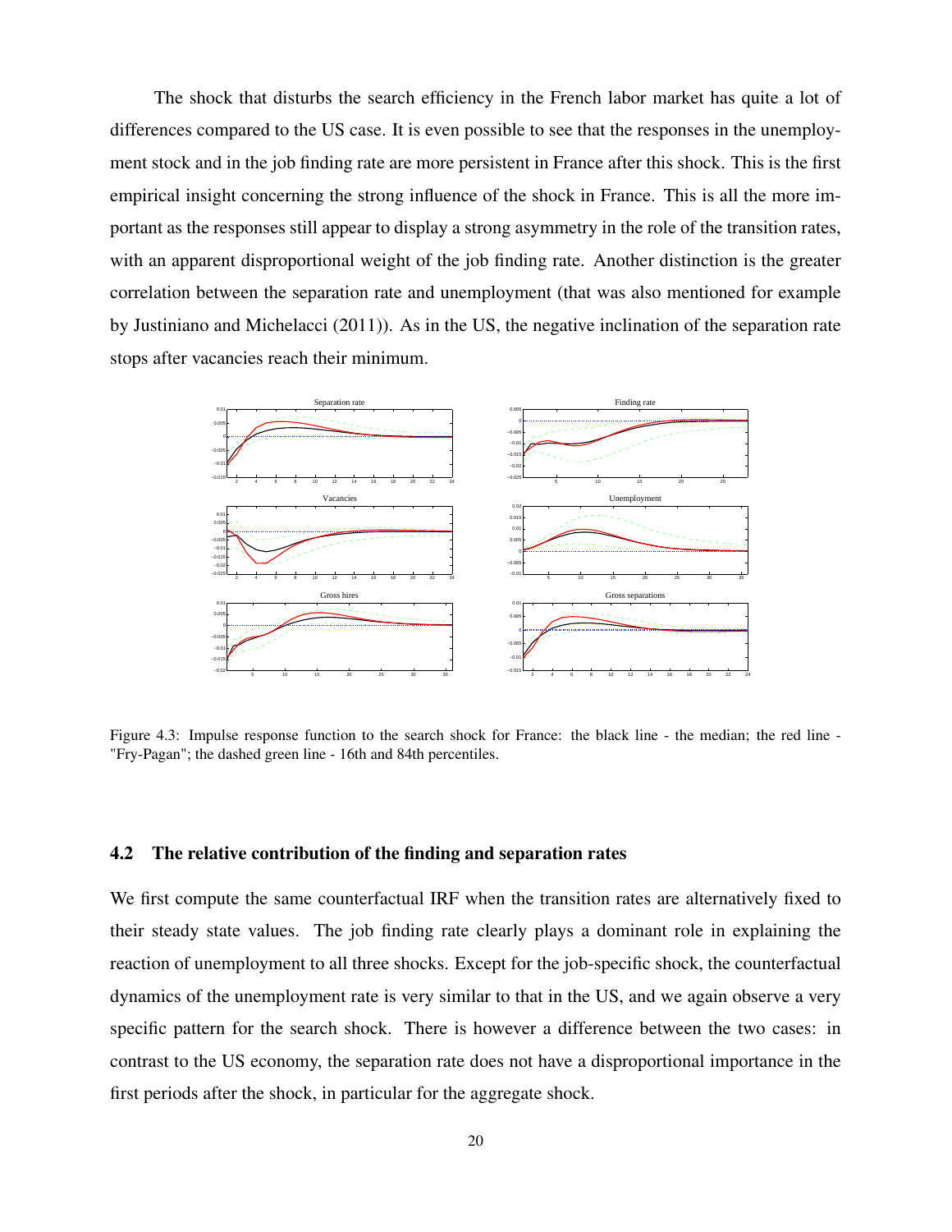The shock that disturbs the search efficiency in the French labor market has quite a lot of differences compared to the US case. It is even possible to see that the responses in the unemployment stock and in the job finding rate are more persistent in France after this shock. This is the first empirical insight concerning the strong influence of the shock in France. This is all the more important as the responses still appear to display a strong asymmetry in the role of the transition rates, with an apparent disproportional weight of the job finding rate. Another distinction is the greater correlation between the separation rate and unemployment (that was also mentioned for example by Justiniano and Michelacci (2011)). As in the US, the negative inclination of the separation rate stops after vacancies reach their minimum.

Figure 4.3: Impulse response function to the search shock for France: the black line - the median; the red line - "Fry-Pagan"; the dashed green line - 16th and 84th percentiles.

## 4.2 The relative contribution of the finding and separation rates

We first compute the same counterfactual IRF when the transition rates are alternatively fixed to their steady state values. The job finding rate clearly plays a dominant role in explaining the reaction of unemployment to all three shocks. Except for the job-specific shock, the counterfactual dynamics of the unemployment rate is very similar to that in the US, and we again observe a very specific pattern for the search shock. There is however a difference between the two cases: in contrast to the US economy, the separation rate does not have a disproportional importance in the first periods after the shock, in particular for the aggregate shock.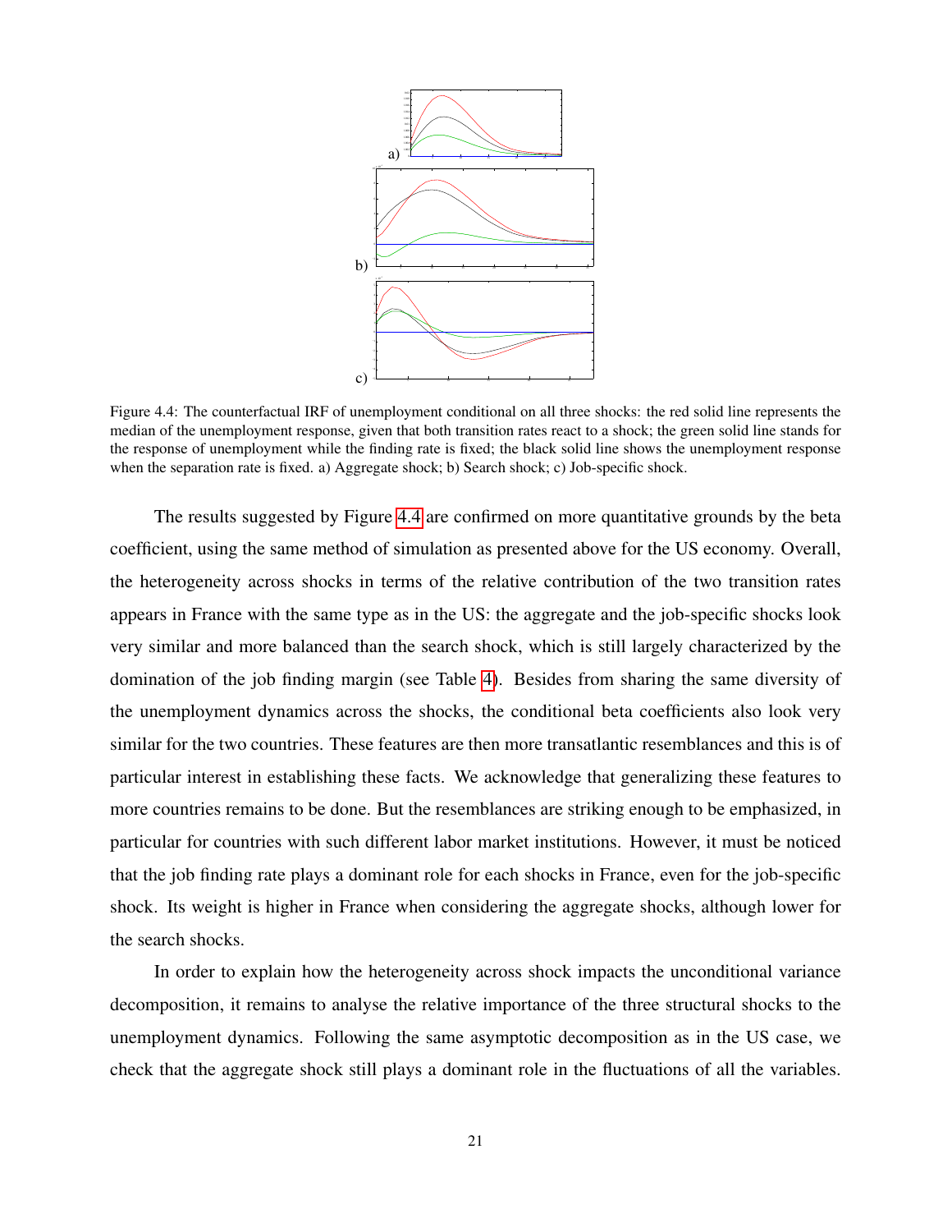Figure 4.4: The counterfactual IRF of unemployment conditional on all three shocks: the red solid line represents the median of the unemployment response, given that both transition rates react to a shock; the green solid line stands for the response of unemployment while the finding rate is fixed; the black solid line shows the unemployment response when the separation rate is fixed. a) Aggregate shock; b) Search shock; c) Job-specific shock.

The results suggested by Figure 4.4 are confirmed on more quantitative grounds by the beta coefficient, using the same method of simulation as presented above for the US economy. Overall, the heterogeneity across shocks in terms of the relative contribution of the two transition rates appears in France with the same type as in the US: the aggregate and the job-specific shocks look very similar and more balanced than the search shock, which is still largely characterized by the domination of the job finding margin (see Table 4). Besides from sharing the same diversity of the unemployment dynamics across the shocks, the conditional beta coefficients also look very similar for the two countries. These features are then more transatlantic resemblances and this is of particular interest in establishing these facts. We acknowledge that generalizing these features to more countries remains to be done. But the resemblances are striking enough to be emphasized, in particular for countries with such different labor market institutions. However, it must be noticed that the job finding rate plays a dominant role for each shocks in France, even for the job-specific shock. Its weight is higher in France when considering the aggregate shocks, although lower for the search shocks.

In order to explain how the heterogeneity across shock impacts the unconditional variance decomposition, it remains to analyse the relative importance of the three structural shocks to the unemployment dynamics. Following the same asymptotic decomposition as in the US case, we check that the aggregate shock still plays a dominant role in the fluctuations of all the variables.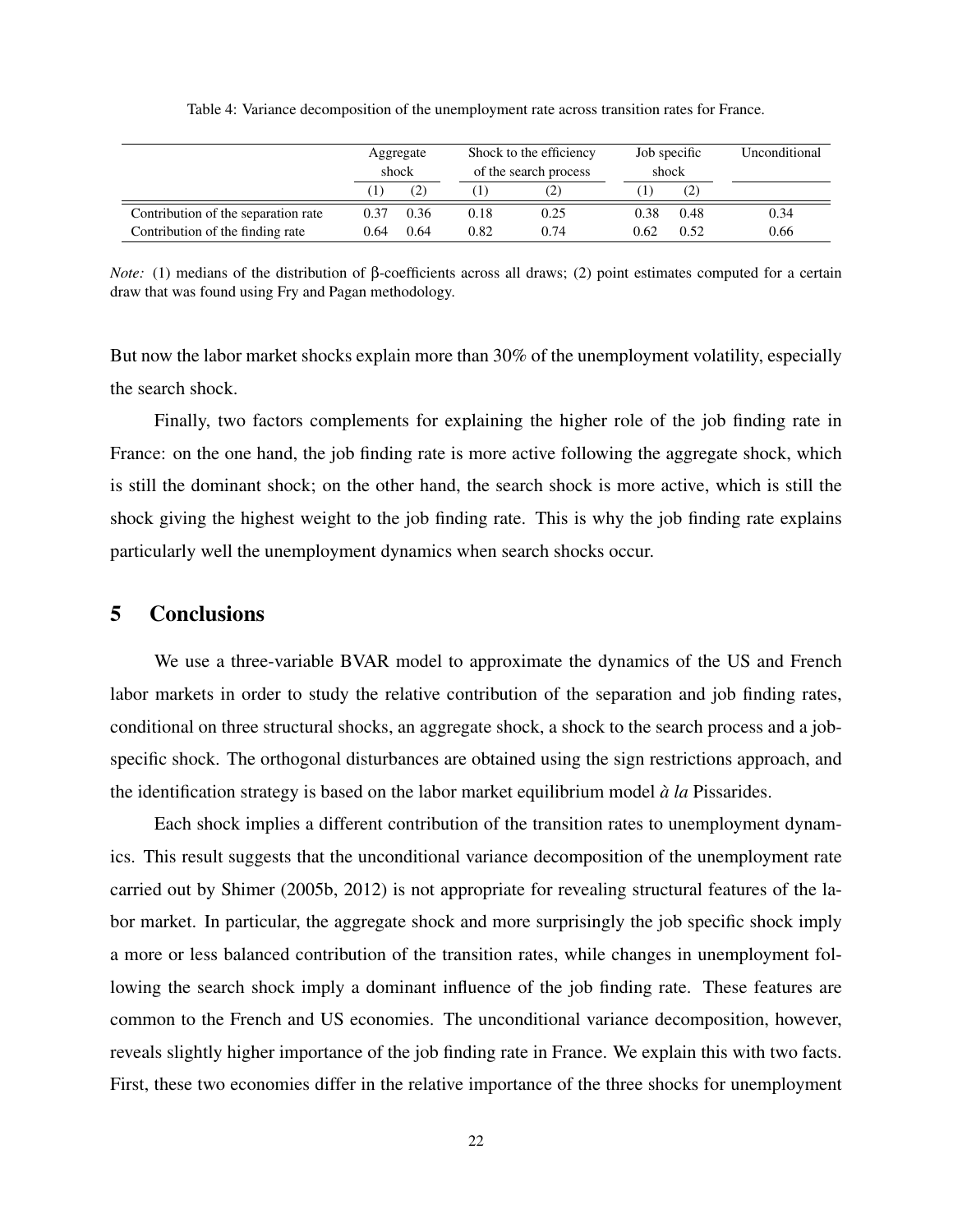Table 4: Variance decomposition of the unemployment rate across transition rates for France.

| | Aggregate shock | | Shock to the efficiency of the search process | | Job specific shock | | Unconditional |
|---|---|---|---|---|---|---|---|
| | (1) | (2) | (1) | (2) | (1) | (2) | |
| Contribution of the separation rate | 0.37 | 0.36 | 0.18 | 0.25 | 0.38 | 0.48 | 0.34 |
| Contribution of the finding rate | 0.64 | 0.64 | 0.82 | 0.74 | 0.62 | 0.52 | 0.66 |

*Note:* (1) medians of the distribution of β-coefficients across all draws; (2) point estimates computed for a certain draw that was found using Fry and Pagan methodology.

But now the labor market shocks explain more than 30% of the unemployment volatility, especially the search shock.

Finally, two factors complements for explaining the higher role of the job finding rate in France: on the one hand, the job finding rate is more active following the aggregate shock, which is still the dominant shock; on the other hand, the search shock is more active, which is still the shock giving the highest weight to the job finding rate. This is why the job finding rate explains particularly well the unemployment dynamics when search shocks occur.

## 5 Conclusions

We use a three-variable BVAR model to approximate the dynamics of the US and French labor markets in order to study the relative contribution of the separation and job finding rates, conditional on three structural shocks, an aggregate shock, a shock to the search process and a job-specific shock. The orthogonal disturbances are obtained using the sign restrictions approach, and the identification strategy is based on the labor market equilibrium model *à la* Pissarides.

Each shock implies a different contribution of the transition rates to unemployment dynamics. This result suggests that the unconditional variance decomposition of the unemployment rate carried out by Shimer (2005b, 2012) is not appropriate for revealing structural features of the labor market. In particular, the aggregate shock and more surprisingly the job specific shock imply a more or less balanced contribution of the transition rates, while changes in unemployment following the search shock imply a dominant influence of the job finding rate. These features are common to the French and US economies. The unconditional variance decomposition, however, reveals slightly higher importance of the job finding rate in France. We explain this with two facts. First, these two economies differ in the relative importance of the three shocks for unemployment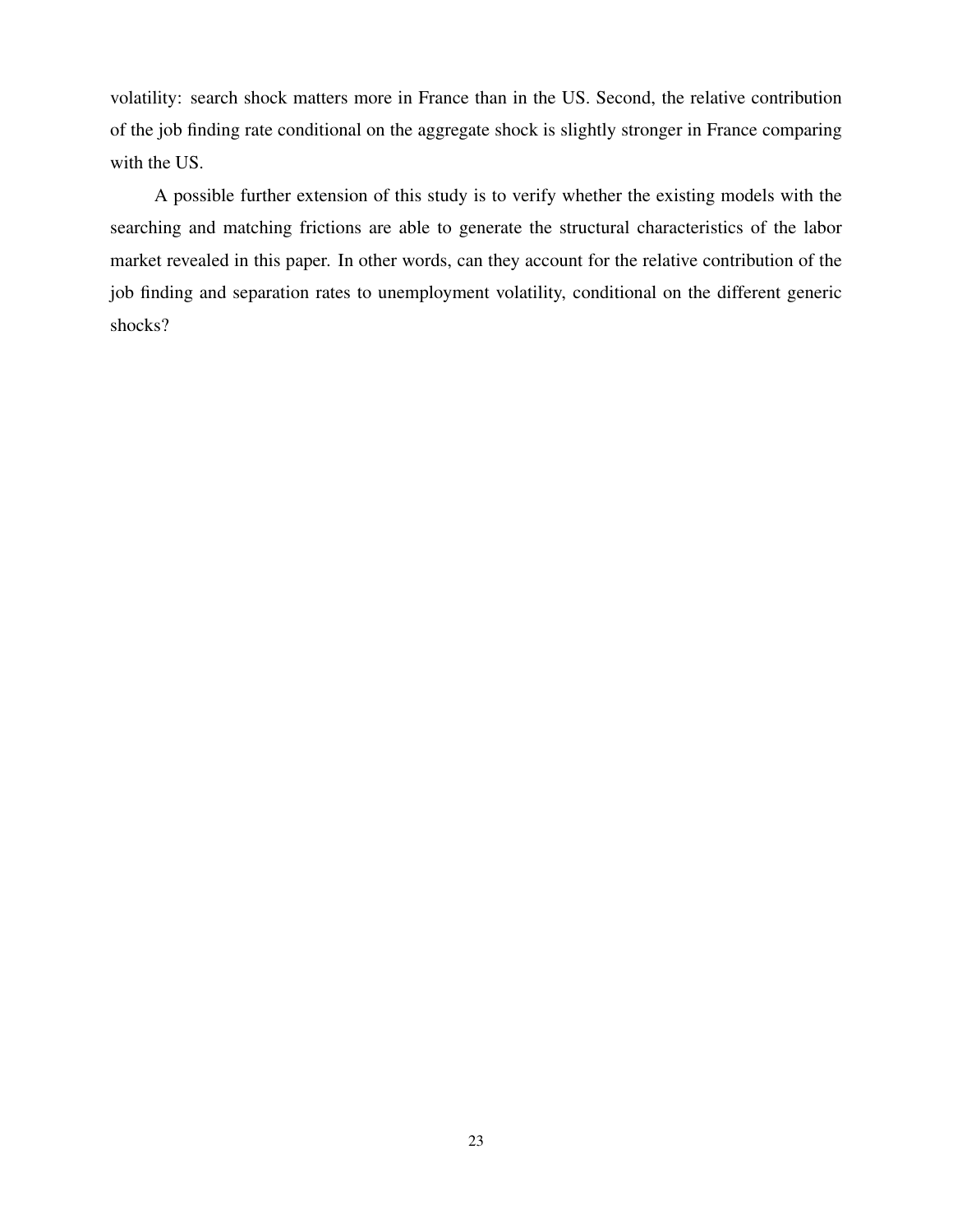volatility: search shock matters more in France than in the US. Second, the relative contribution of the job finding rate conditional on the aggregate shock is slightly stronger in France comparing with the US.

A possible further extension of this study is to verify whether the existing models with the searching and matching frictions are able to generate the structural characteristics of the labor market revealed in this paper. In other words, can they account for the relative contribution of the job finding and separation rates to unemployment volatility, conditional on the different generic shocks?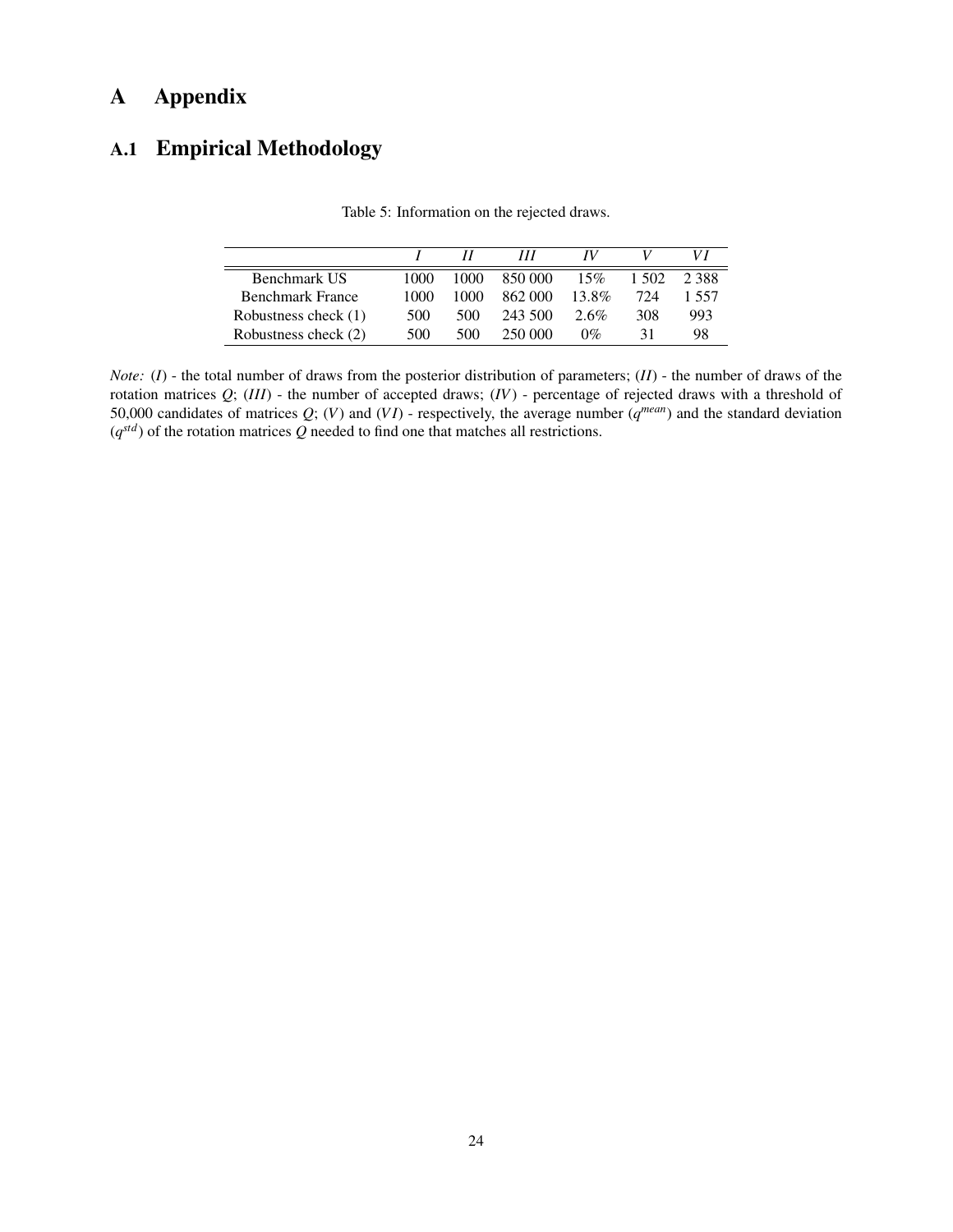# A Appendix

## A.1 Empirical Methodology

Table 5: Information on the rejected draws.

| | $I$ | $II$ | $III$ | $IV$ | $V$ | $VI$ |
|---|---|---|---|---|---|---|
| Benchmark US | 1000 | 1000 | 850 000 | 15% | 1 502 | 2 388 |
| Benchmark France | 1000 | 1000 | 862 000 | 13.8% | 724 | 1 557 |
| Robustness check (1) | 500 | 500 | 243 500 | 2.6% | 308 | 993 |
| Robustness check (2) | 500 | 500 | 250 000 | 0% | 31 | 98 |

*Note:* ($I$) - the total number of draws from the posterior distribution of parameters; ($II$) - the number of draws of the rotation matrices $Q$; ($III$) - the number of accepted draws; ($IV$) - percentage of rejected draws with a threshold of 50,000 candidates of matrices $Q$; ($V$) and ($VI$) - respectively, the average number ($q^{mean}$) and the standard deviation ($q^{std}$) of the rotation matrices $Q$ needed to find one that matches all restrictions.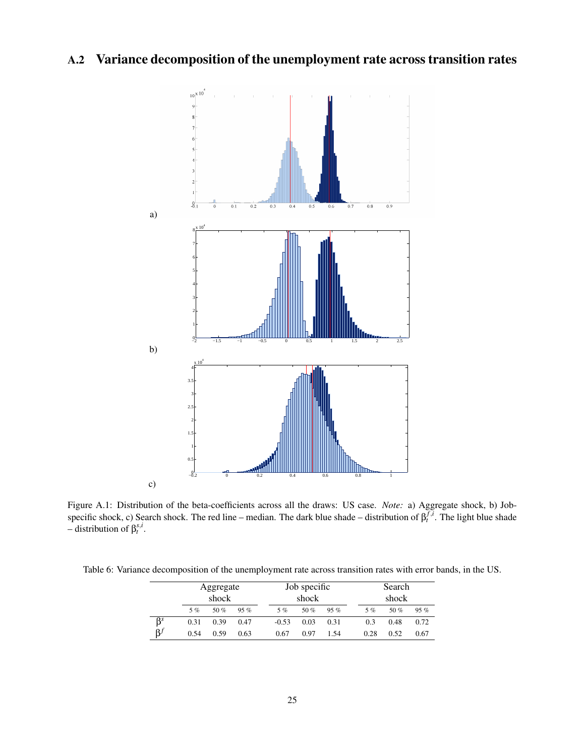## A.2 Variance decomposition of the unemployment rate across transition rates

a)

b)

c)

Figure A.1: Distribution of the beta-coefficients across all the draws: US case. *Note:* a) Aggregate shock, b) Job-specific shock, c) Search shock. The red line – median. The dark blue shade – distribution of $\beta_t^{f,i}$. The light blue shade – distribution of $\beta_t^{s,i}$.

Table 6: Variance decomposition of the unemployment rate across transition rates with error bands, in the US.

| | Aggregate shock | | | Job specific shock | | | Search shock | | |
|---|---|---|---|---|---|---|---|---|---|
| | 5 % | 50 % | 95 % | 5 % | 50 % | 95 % | 5 % | 50 % | 95 % |
| $\beta^s$ | 0.31 | 0.39 | 0.47 | -0.53 | 0.03 | 0.31 | 0.3 | 0.48 | 0.72 |
| $\beta^f$ | 0.54 | 0.59 | 0.63 | 0.67 | 0.97 | 1.54 | 0.28 | 0.52 | 0.67 |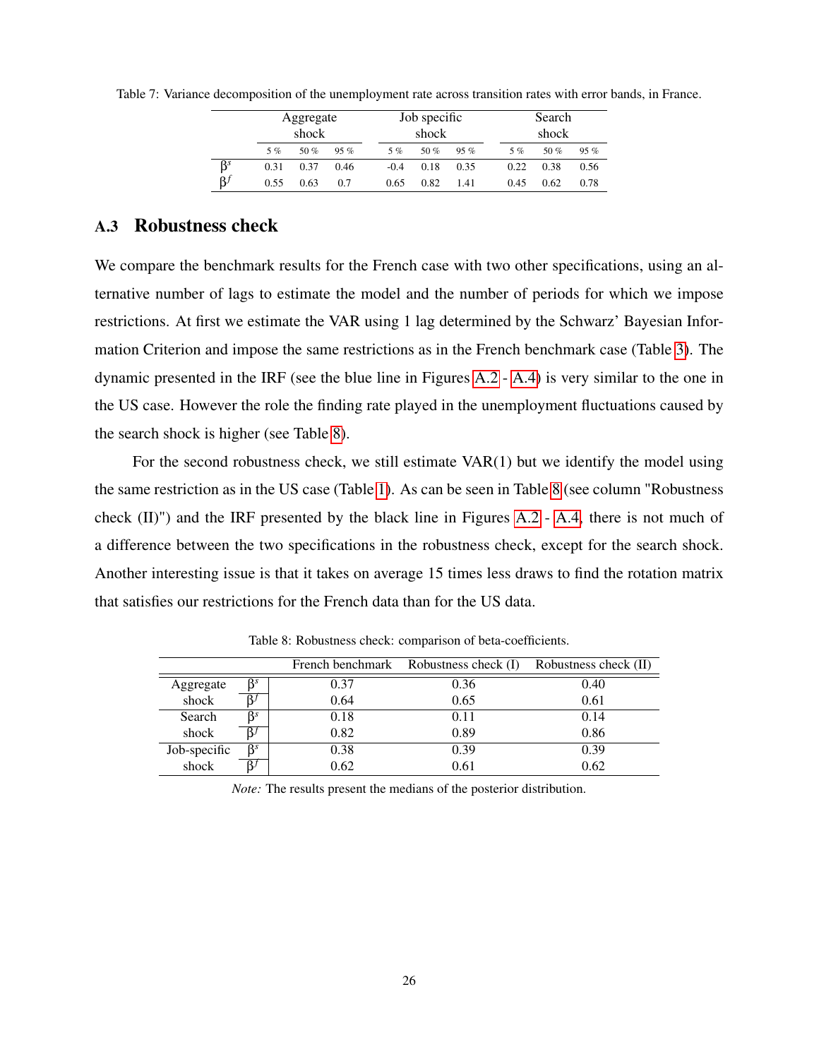Table 7: Variance decomposition of the unemployment rate across transition rates with error bands, in France.

| | Aggregate shock | | | Job specific shock | | | Search shock | | |
|---|---|---|---|---|---|---|---|---|---|
| | 5 % | 50 % | 95 % | 5 % | 50 % | 95 % | 5 % | 50 % | 95 % |
| $\beta^s$ | 0.31 | 0.37 | 0.46 | -0.4 | 0.18 | 0.35 | 0.22 | 0.38 | 0.56 |
| $\beta^f$ | 0.55 | 0.63 | 0.7 | 0.65 | 0.82 | 1.41 | 0.45 | 0.62 | 0.78 |

## A.3 Robustness check

We compare the benchmark results for the French case with two other specifications, using an alternative number of lags to estimate the model and the number of periods for which we impose restrictions. At first we estimate the VAR using 1 lag determined by the Schwarz' Bayesian Information Criterion and impose the same restrictions as in the French benchmark case (Table 3). The dynamic presented in the IRF (see the blue line in Figures A.2 - A.4) is very similar to the one in the US case. However the role the finding rate played in the unemployment fluctuations caused by the search shock is higher (see Table 8).

For the second robustness check, we still estimate VAR(1) but we identify the model using the same restriction as in the US case (Table 1). As can be seen in Table 8 (see column "Robustness check (II)") and the IRF presented by the black line in Figures A.2 - A.4, there is not much of a difference between the two specifications in the robustness check, except for the search shock. Another interesting issue is that it takes on average 15 times less draws to find the rotation matrix that satisfies our restrictions for the French data than for the US data.

Table 8: Robustness check: comparison of beta-coefficients.

| | | French benchmark | Robustness check (I) | Robustness check (II) |
|---|---|---|---|---|
| Aggregate shock | $\beta^s$ | 0.37 | 0.36 | 0.40 |
| | $\beta^f$ | 0.64 | 0.65 | 0.61 |
| Search shock | $\beta^s$ | 0.18 | 0.11 | 0.14 |
| | $\beta^f$ | 0.82 | 0.89 | 0.86 |
| Job-specific shock | $\beta^s$ | 0.38 | 0.39 | 0.39 |
| | $\beta^f$ | 0.62 | 0.61 | 0.62 |

*Note:* The results present the medians of the posterior distribution.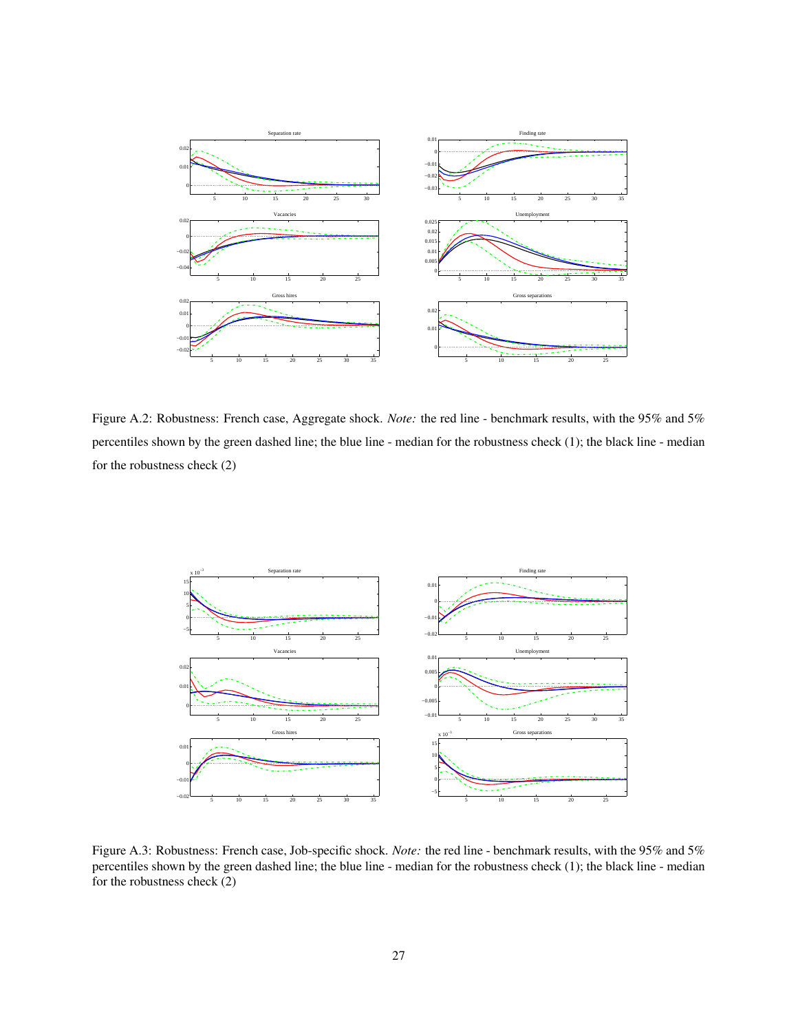Figure A.2: Robustness: French case, Aggregate shock. *Note:* the red line - benchmark results, with the 95% and 5% percentiles shown by the green dashed line; the blue line - median for the robustness check (1); the black line - median for the robustness check (2)

Figure A.3: Robustness: French case, Job-specific shock. *Note:* the red line - benchmark results, with the 95% and 5% percentiles shown by the green dashed line; the blue line - median for the robustness check (1); the black line - median for the robustness check (2)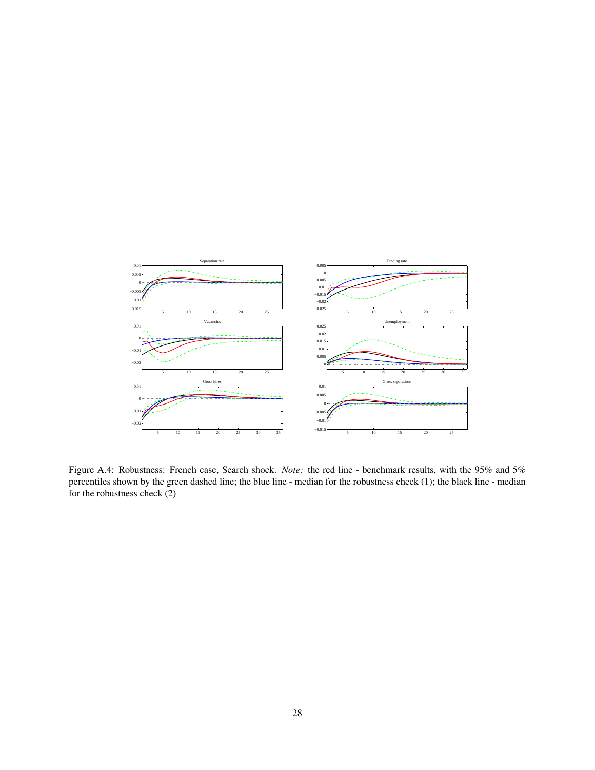Figure A.4: Robustness: French case, Search shock. *Note:* the red line - benchmark results, with the 95% and 5% percentiles shown by the green dashed line; the blue line - median for the robustness check (1); the black line - median for the robustness check (2)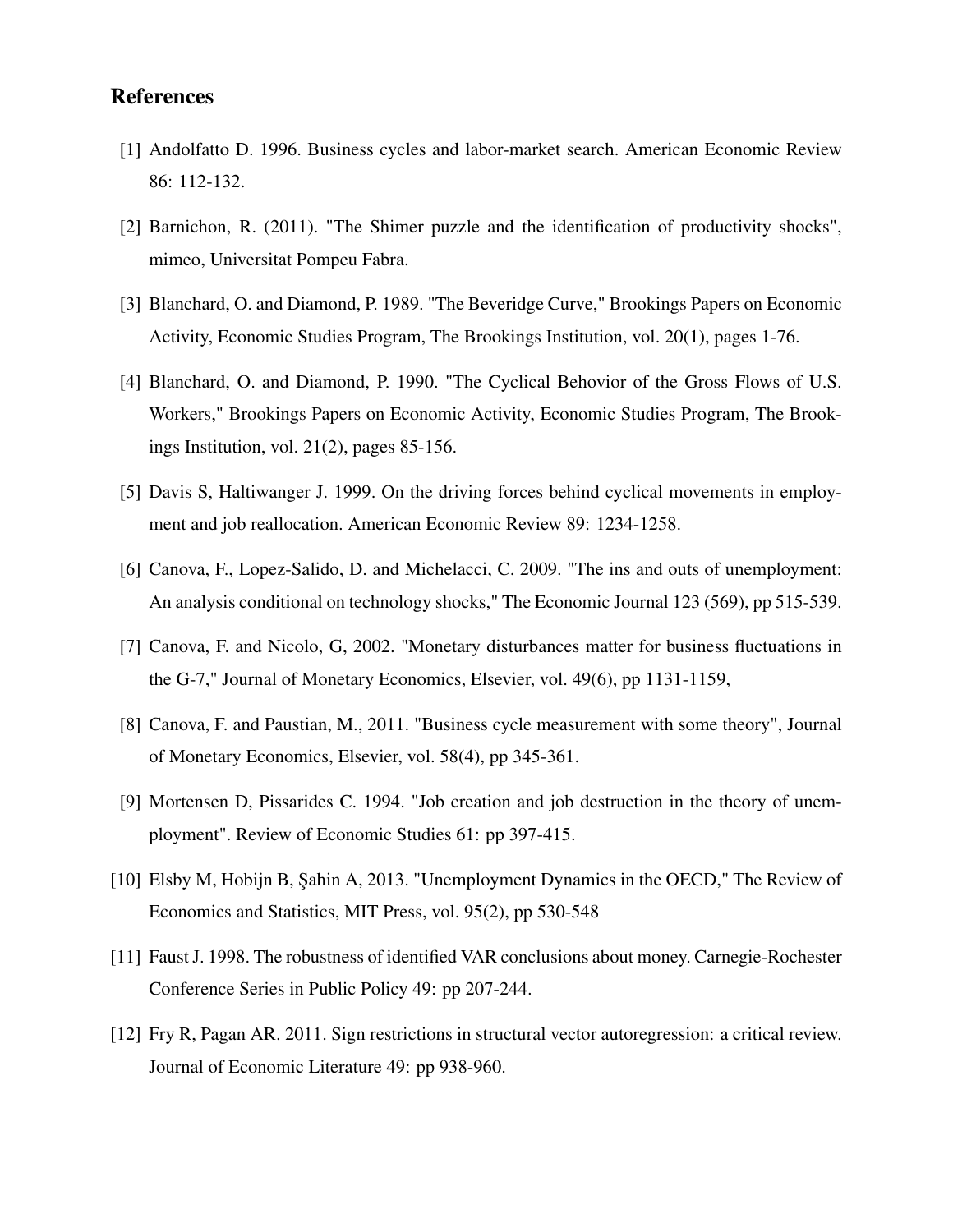## References

[1] Andolfatto D. 1996. Business cycles and labor-market search. American Economic Review 86: 112-132.

[2] Barnichon, R. (2011). "The Shimer puzzle and the identification of productivity shocks", mimeo, Universitat Pompeu Fabra.

[3] Blanchard, O. and Diamond, P. 1989. "The Beveridge Curve," Brookings Papers on Economic Activity, Economic Studies Program, The Brookings Institution, vol. 20(1), pages 1-76.

[4] Blanchard, O. and Diamond, P. 1990. "The Cyclical Behovior of the Gross Flows of U.S. Workers," Brookings Papers on Economic Activity, Economic Studies Program, The Brookings Institution, vol. 21(2), pages 85-156.

[5] Davis S, Haltiwanger J. 1999. On the driving forces behind cyclical movements in employment and job reallocation. American Economic Review 89: 1234-1258.

[6] Canova, F., Lopez-Salido, D. and Michelacci, C. 2009. "The ins and outs of unemployment: An analysis conditional on technology shocks," The Economic Journal 123 (569), pp 515-539.

[7] Canova, F. and Nicolo, G, 2002. "Monetary disturbances matter for business fluctuations in the G-7," Journal of Monetary Economics, Elsevier, vol. 49(6), pp 1131-1159,

[8] Canova, F. and Paustian, M., 2011. "Business cycle measurement with some theory", Journal of Monetary Economics, Elsevier, vol. 58(4), pp 345-361.

[9] Mortensen D, Pissarides C. 1994. "Job creation and job destruction in the theory of unemployment". Review of Economic Studies 61: pp 397-415.

[10] Elsby M, Hobijn B, Şahin A, 2013. "Unemployment Dynamics in the OECD," The Review of Economics and Statistics, MIT Press, vol. 95(2), pp 530-548

[11] Faust J. 1998. The robustness of identified VAR conclusions about money. Carnegie-Rochester Conference Series in Public Policy 49: pp 207-244.

[12] Fry R, Pagan AR. 2011. Sign restrictions in structural vector autoregression: a critical review. Journal of Economic Literature 49: pp 938-960.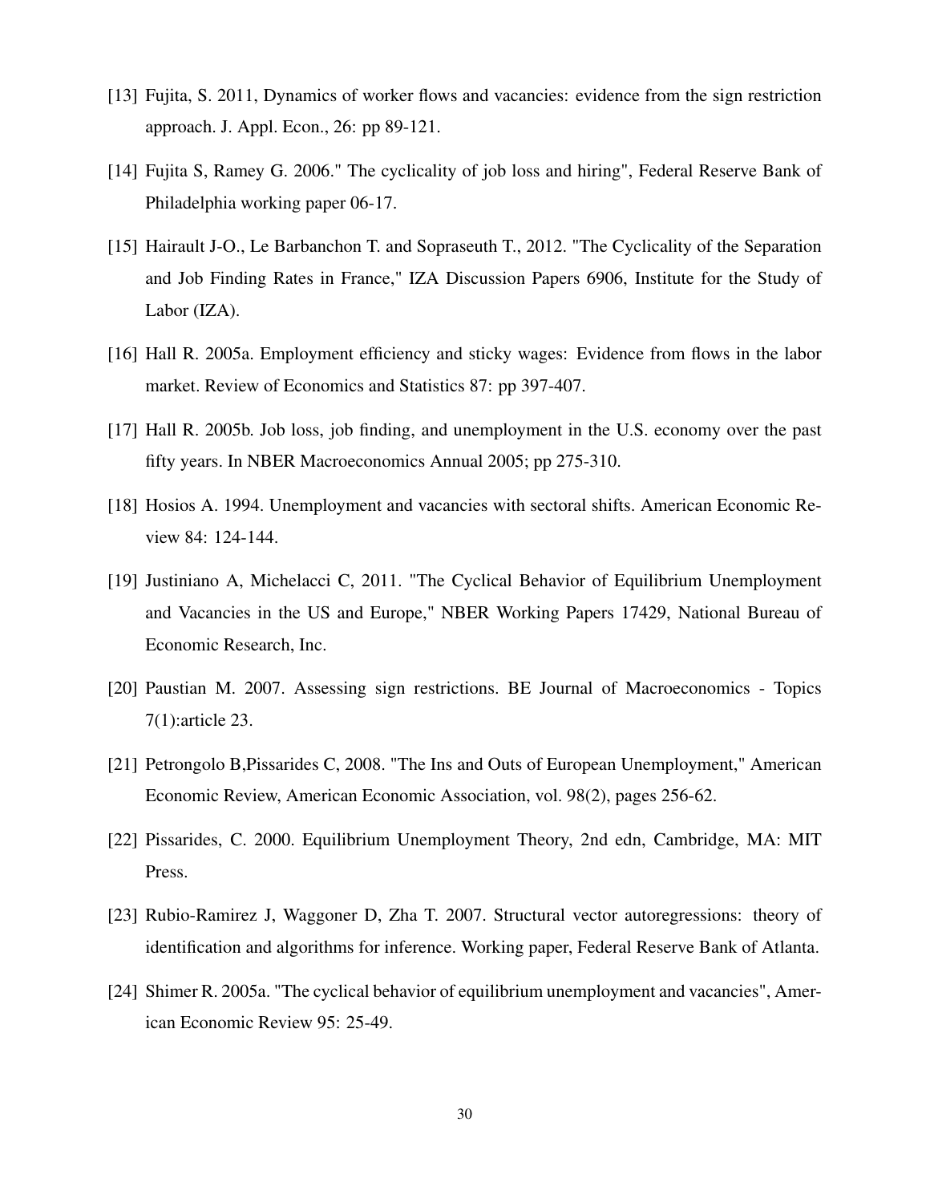[13] Fujita, S. 2011, Dynamics of worker flows and vacancies: evidence from the sign restriction approach. J. Appl. Econ., 26: pp 89-121.

[14] Fujita S, Ramey G. 2006." The cyclicality of job loss and hiring", Federal Reserve Bank of Philadelphia working paper 06-17.

[15] Hairault J-O., Le Barbanchon T. and Sopraseuth T., 2012. "The Cyclicality of the Separation and Job Finding Rates in France," IZA Discussion Papers 6906, Institute for the Study of Labor (IZA).

[16] Hall R. 2005a. Employment efficiency and sticky wages: Evidence from flows in the labor market. Review of Economics and Statistics 87: pp 397-407.

[17] Hall R. 2005b. Job loss, job finding, and unemployment in the U.S. economy over the past fifty years. In NBER Macroeconomics Annual 2005; pp 275-310.

[18] Hosios A. 1994. Unemployment and vacancies with sectoral shifts. American Economic Review 84: 124-144.

[19] Justiniano A, Michelacci C, 2011. "The Cyclical Behavior of Equilibrium Unemployment and Vacancies in the US and Europe," NBER Working Papers 17429, National Bureau of Economic Research, Inc.

[20] Paustian M. 2007. Assessing sign restrictions. BE Journal of Macroeconomics - Topics 7(1):article 23.

[21] Petrongolo B,Pissarides C, 2008. "The Ins and Outs of European Unemployment," American Economic Review, American Economic Association, vol. 98(2), pages 256-62.

[22] Pissarides, C. 2000. Equilibrium Unemployment Theory, 2nd edn, Cambridge, MA: MIT Press.

[23] Rubio-Ramirez J, Waggoner D, Zha T. 2007. Structural vector autoregressions: theory of identification and algorithms for inference. Working paper, Federal Reserve Bank of Atlanta.

[24] Shimer R. 2005a. "The cyclical behavior of equilibrium unemployment and vacancies", American Economic Review 95: 25-49.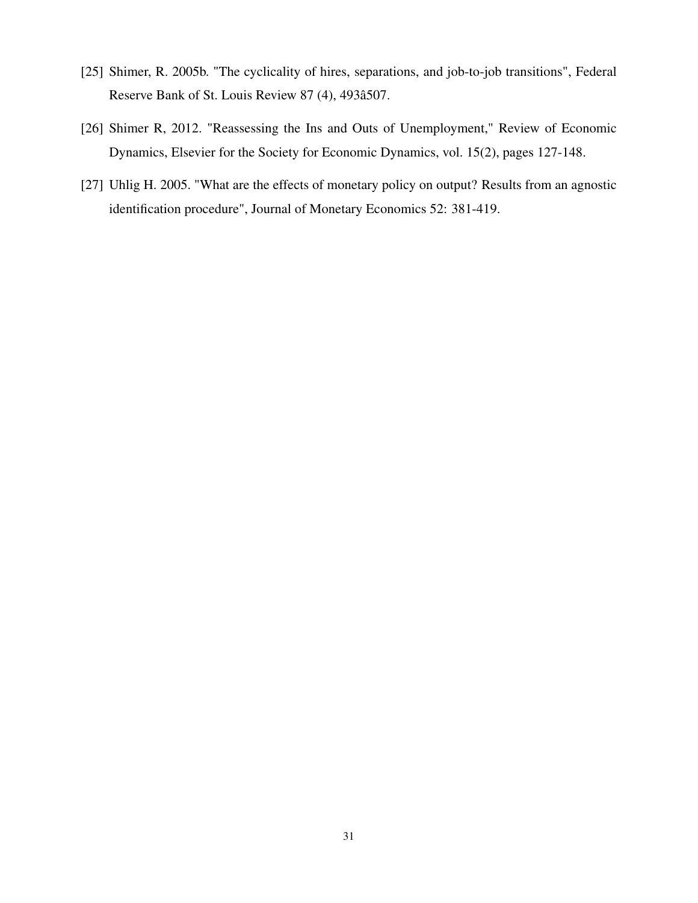[25] Shimer, R. 2005b. "The cyclicality of hires, separations, and job-to-job transitions", Federal Reserve Bank of St. Louis Review 87 (4), 493â507.

[26] Shimer R, 2012. "Reassessing the Ins and Outs of Unemployment," Review of Economic Dynamics, Elsevier for the Society for Economic Dynamics, vol. 15(2), pages 127-148.

[27] Uhlig H. 2005. "What are the effects of monetary policy on output? Results from an agnostic identification procedure", Journal of Monetary Economics 52: 381-419.